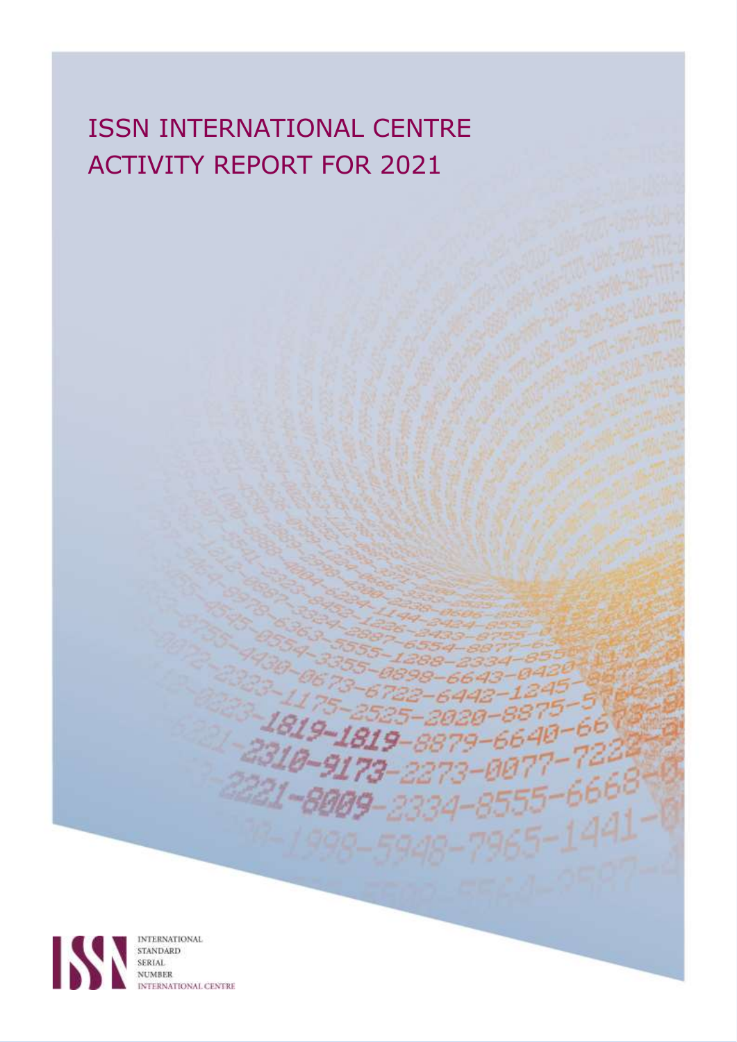# ISSN INTERNATIONAL CENTRE ACTIVITY REPORT FOR 2021

INTERNATIONAL STANDARD SERIAL NUMBER INTERNATIONAL CENTRE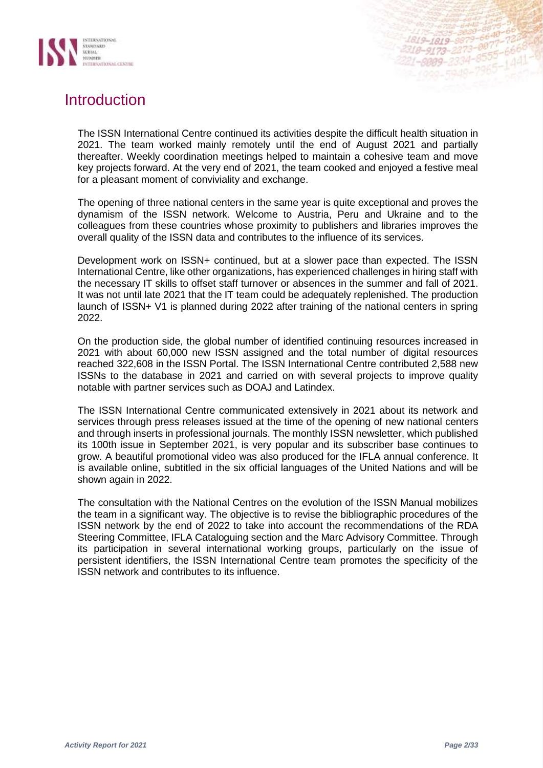# Introduction

The ISSN International Centre continued its activities despite the difficult health situation in 2021. The team worked mainly remotely until the end of August 2021 and partially thereafter. Weekly coordination meetings helped to maintain a cohesive team and move key projects forward. At the very end of 2021, the team cooked and enjoyed a festive meal for a pleasant moment of conviviality and exchange.

The opening of three national centers in the same year is quite exceptional and proves the dynamism of the ISSN network. Welcome to Austria, Peru and Ukraine and to the colleagues from these countries whose proximity to publishers and libraries improves the overall quality of the ISSN data and contributes to the influence of its services.

Development work on ISSN+ continued, but at a slower pace than expected. The ISSN International Centre, like other organizations, has experienced challenges in hiring staff with the necessary IT skills to offset staff turnover or absences in the summer and fall of 2021. It was not until late 2021 that the IT team could be adequately replenished. The production launch of ISSN+ V1 is planned during 2022 after training of the national centers in spring 2022.

On the production side, the global number of identified continuing resources increased in 2021 with about 60,000 new ISSN assigned and the total number of digital resources reached 322,608 in the ISSN Portal. The ISSN International Centre contributed 2,588 new ISSNs to the database in 2021 and carried on with several projects to improve quality notable with partner services such as DOAJ and Latindex.

The ISSN International Centre communicated extensively in 2021 about its network and services through press releases issued at the time of the opening of new national centers and through inserts in professional journals. The monthly ISSN newsletter, which published its 100th issue in September 2021, is very popular and its subscriber base continues to grow. A beautiful promotional video was also produced for the IFLA annual conference. It is available online, subtitled in the six official languages of the United Nations and will be shown again in 2022.

The consultation with the National Centres on the evolution of the ISSN Manual mobilizes the team in a significant way. The objective is to revise the bibliographic procedures of the ISSN network by the end of 2022 to take into account the recommendations of the RDA Steering Committee, IFLA Cataloguing section and the Marc Advisory Committee. Through its participation in several international working groups, particularly on the issue of persistent identifiers, the ISSN International Centre team promotes the specificity of the ISSN network and contributes to its influence.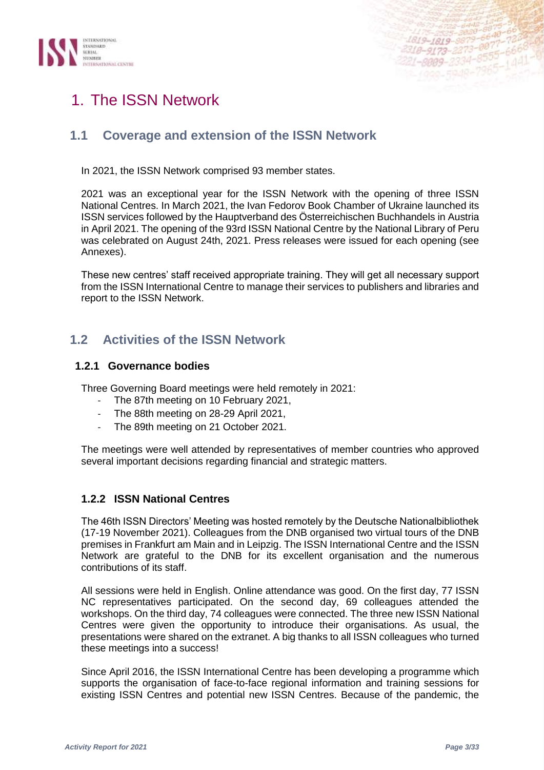# 1. The ISSN Network

## 1.1 Coverage and extension of the ISSN Network

In 2021, the ISSN Network comprised 93 member states.

2021 was an exceptional year for the ISSN Network with the opening of three ISSN National Centres. In March 2021, the Ivan Fedorov Book Chamber of Ukraine launched its ISSN services followed by the Hauptverband des Österreichischen Buchhandels in Austria in April 2021. The opening of the 93rd ISSN National Centre by the National Library of Peru was celebrated on August 24th, 2021. Press releases were issued for each opening (see Annexes).

These new centres' staff received appropriate training. They will get all necessary support from the ISSN International Centre to manage their services to publishers and libraries and report to the ISSN Network.

## 1.2 Activities of the ISSN Network

### 1.2.1 Governance bodies

Three Governing Board meetings were held remotely in 2021:

- The 87th meeting on 10 February 2021,
- The 88th meeting on 28-29 April 2021,
- The 89th meeting on 21 October 2021.

The meetings were well attended by representatives of member countries who approved several important decisions regarding financial and strategic matters.

### 1.2.2 ISSN National Centres

The 46th ISSN Directors' Meeting was hosted remotely by the Deutsche Nationalbibliothek (17-19 November 2021). Colleagues from the DNB organised two virtual tours of the DNB premises in Frankfurt am Main and in Leipzig. The ISSN International Centre and the ISSN Network are grateful to the DNB for its excellent organisation and the numerous contributions of its staff.

All sessions were held in English. Online attendance was good. On the first day, 77 ISSN NC representatives participated. On the second day, 69 colleagues attended the workshops. On the third day, 74 colleagues were connected. The three new ISSN National Centres were given the opportunity to introduce their organisations. As usual, the presentations were shared on the extranet. A big thanks to all ISSN colleagues who turned these meetings into a success!

Since April 2016, the ISSN International Centre has been developing a programme which supports the organisation of face-to-face regional information and training sessions for existing ISSN Centres and potential new ISSN Centres. Because of the pandemic, the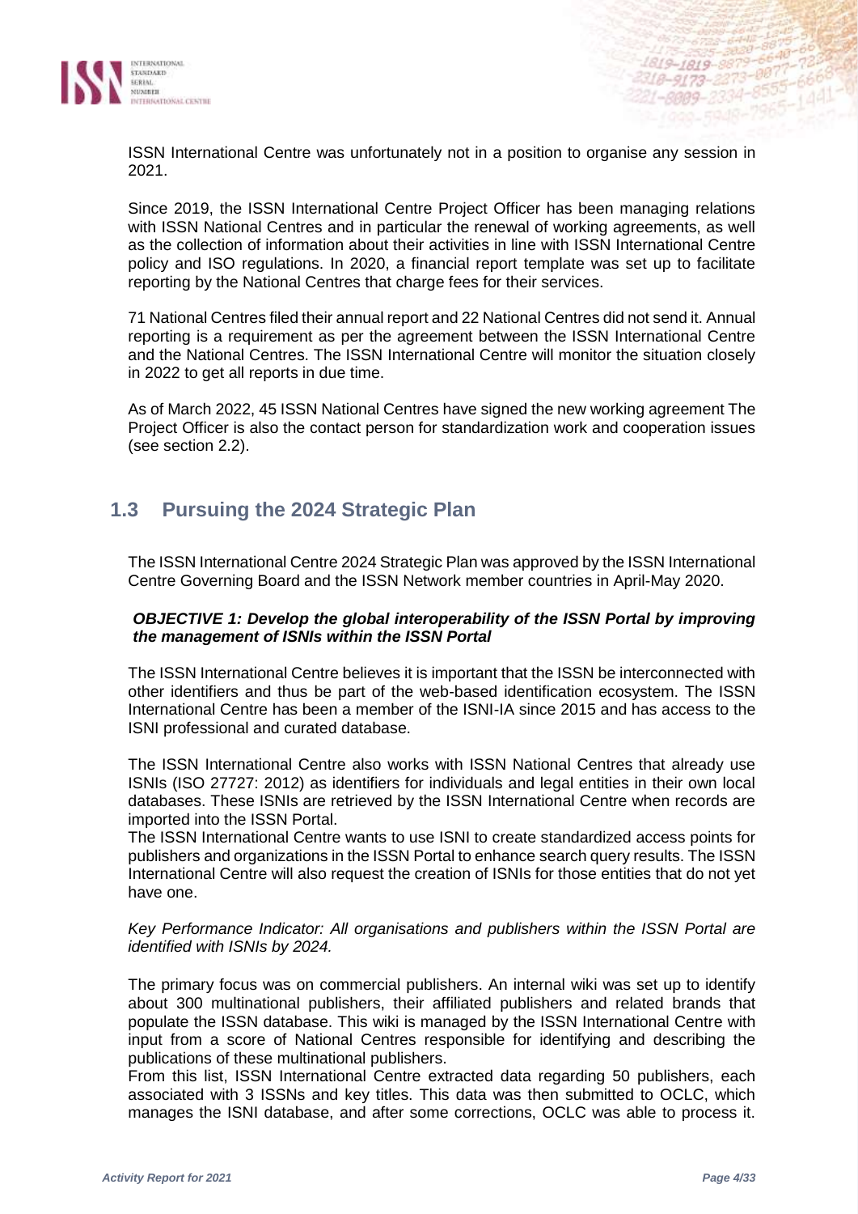ISSN International Centre was unfortunately not in a position to organise any session in 2021.

Since 2019, the ISSN International Centre Project Officer has been managing relations with ISSN National Centres and in particular the renewal of working agreements, as well as the collection of information about their activities in line with ISSN International Centre policy and ISO regulations. In 2020, a financial report template was set up to facilitate reporting by the National Centres that charge fees for their services.

71 National Centres filed their annual report and 22 National Centres did not send it. Annual reporting is a requirement as per the agreement between the ISSN International Centre and the National Centres. The ISSN International Centre will monitor the situation closely in 2022 to get all reports in due time.

As of March 2022, 45 ISSN National Centres have signed the new working agreement The Project Officer is also the contact person for standardization work and cooperation issues (see section 2.2).

## 1.3 Pursuing the 2024 Strategic Plan

The ISSN International Centre 2024 Strategic Plan was approved by the ISSN International Centre Governing Board and the ISSN Network member countries in April-May 2020.

***OBJECTIVE 1: Develop the global interoperability of the ISSN Portal by improving the management of ISNIs within the ISSN Portal***

The ISSN International Centre believes it is important that the ISSN be interconnected with other identifiers and thus be part of the web-based identification ecosystem. The ISSN International Centre has been a member of the ISNI-IA since 2015 and has access to the ISNI professional and curated database.

The ISSN International Centre also works with ISSN National Centres that already use ISNIs (ISO 27727: 2012) as identifiers for individuals and legal entities in their own local databases. These ISNIs are retrieved by the ISSN International Centre when records are imported into the ISSN Portal.

The ISSN International Centre wants to use ISNI to create standardized access points for publishers and organizations in the ISSN Portal to enhance search query results. The ISSN International Centre will also request the creation of ISNIs for those entities that do not yet have one.

*Key Performance Indicator: All organisations and publishers within the ISSN Portal are identified with ISNIs by 2024.*

The primary focus was on commercial publishers. An internal wiki was set up to identify about 300 multinational publishers, their affiliated publishers and related brands that populate the ISSN database. This wiki is managed by the ISSN International Centre with input from a score of National Centres responsible for identifying and describing the publications of these multinational publishers.

From this list, ISSN International Centre extracted data regarding 50 publishers, each associated with 3 ISSNs and key titles. This data was then submitted to OCLC, which manages the ISNI database, and after some corrections, OCLC was able to process it.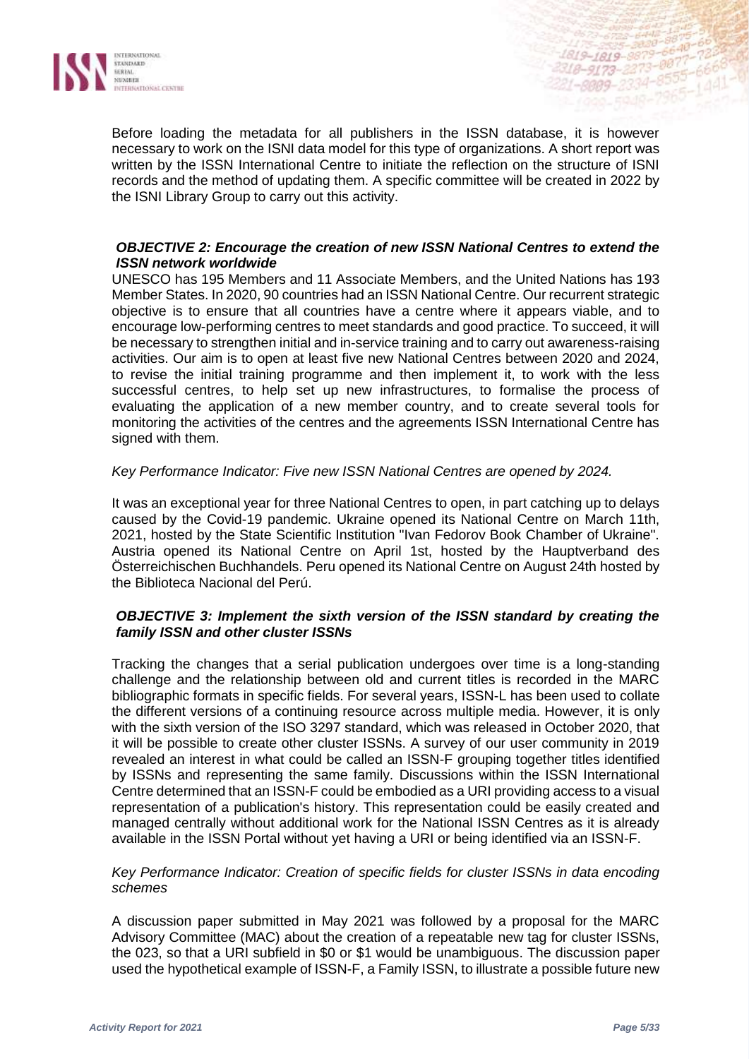Before loading the metadata for all publishers in the ISSN database, it is however necessary to work on the ISNI data model for this type of organizations. A short report was written by the ISSN International Centre to initiate the reflection on the structure of ISNI records and the method of updating them. A specific committee will be created in 2022 by the ISNI Library Group to carry out this activity.

### *OBJECTIVE 2: Encourage the creation of new ISSN National Centres to extend the ISSN network worldwide*

UNESCO has 195 Members and 11 Associate Members, and the United Nations has 193 Member States. In 2020, 90 countries had an ISSN National Centre. Our recurrent strategic objective is to ensure that all countries have a centre where it appears viable, and to encourage low-performing centres to meet standards and good practice. To succeed, it will be necessary to strengthen initial and in-service training and to carry out awareness-raising activities. Our aim is to open at least five new National Centres between 2020 and 2024, to revise the initial training programme and then implement it, to work with the less successful centres, to help set up new infrastructures, to formalise the process of evaluating the application of a new member country, and to create several tools for monitoring the activities of the centres and the agreements ISSN International Centre has signed with them.

*Key Performance Indicator: Five new ISSN National Centres are opened by 2024.*

It was an exceptional year for three National Centres to open, in part catching up to delays caused by the Covid-19 pandemic. Ukraine opened its National Centre on March 11th, 2021, hosted by the State Scientific Institution "Ivan Fedorov Book Chamber of Ukraine". Austria opened its National Centre on April 1st, hosted by the Hauptverband des Österreichischen Buchhandels. Peru opened its National Centre on August 24th hosted by the Biblioteca Nacional del Perú.

### *OBJECTIVE 3: Implement the sixth version of the ISSN standard by creating the family ISSN and other cluster ISSNs*

Tracking the changes that a serial publication undergoes over time is a long-standing challenge and the relationship between old and current titles is recorded in the MARC bibliographic formats in specific fields. For several years, ISSN-L has been used to collate the different versions of a continuing resource across multiple media. However, it is only with the sixth version of the ISO 3297 standard, which was released in October 2020, that it will be possible to create other cluster ISSNs. A survey of our user community in 2019 revealed an interest in what could be called an ISSN-F grouping together titles identified by ISSNs and representing the same family. Discussions within the ISSN International Centre determined that an ISSN-F could be embodied as a URI providing access to a visual representation of a publication's history. This representation could be easily created and managed centrally without additional work for the National ISSN Centres as it is already available in the ISSN Portal without yet having a URI or being identified via an ISSN-F.

*Key Performance Indicator: Creation of specific fields for cluster ISSNs in data encoding schemes*

A discussion paper submitted in May 2021 was followed by a proposal for the MARC Advisory Committee (MAC) about the creation of a repeatable new tag for cluster ISSNs, the 023, so that a URI subfield in $0 or $1 would be unambiguous. The discussion paper used the hypothetical example of ISSN-F, a Family ISSN, to illustrate a possible future new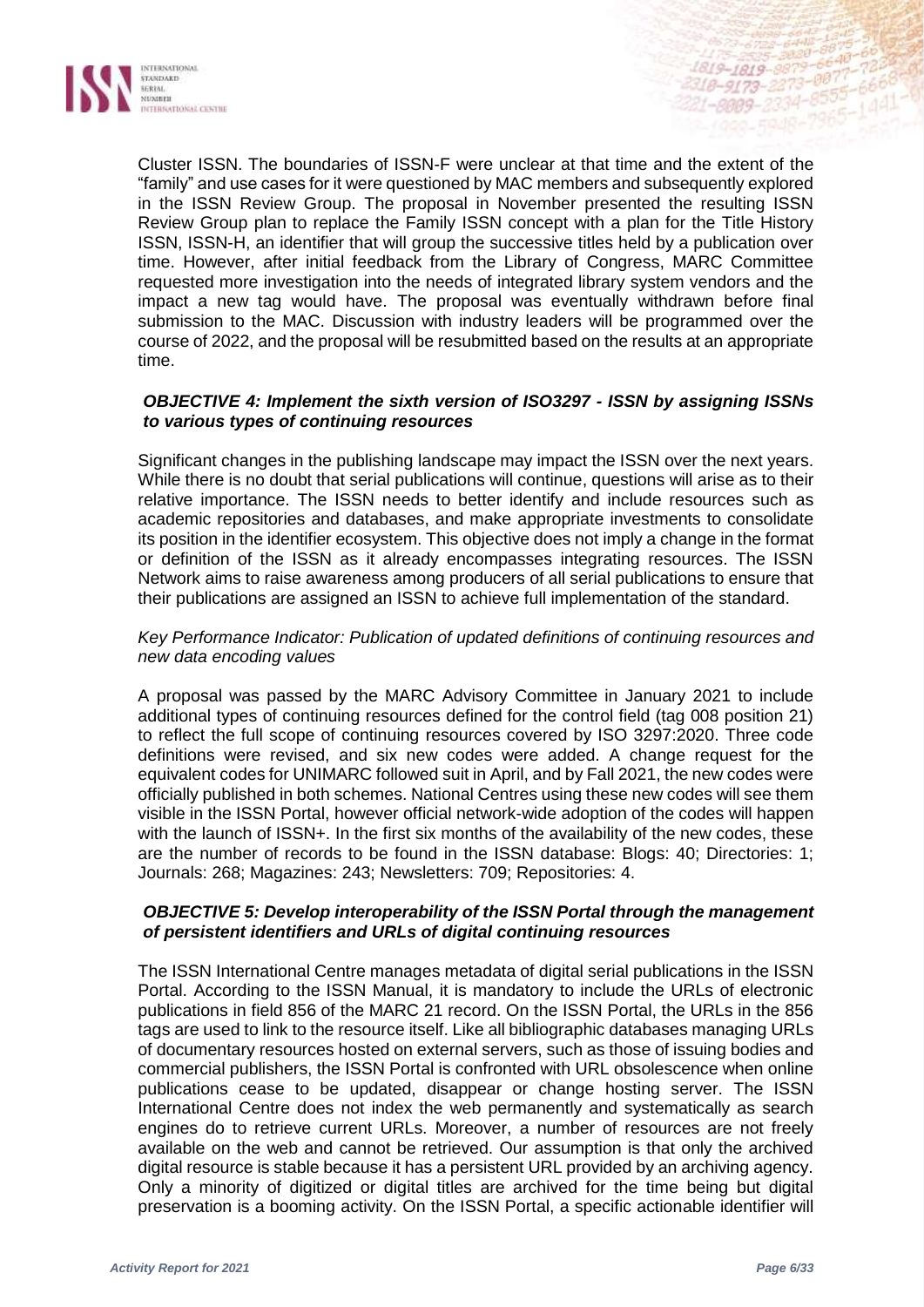Cluster ISSN. The boundaries of ISSN-F were unclear at that time and the extent of the "family" and use cases for it were questioned by MAC members and subsequently explored in the ISSN Review Group. The proposal in November presented the resulting ISSN Review Group plan to replace the Family ISSN concept with a plan for the Title History ISSN, ISSN-H, an identifier that will group the successive titles held by a publication over time. However, after initial feedback from the Library of Congress, MARC Committee requested more investigation into the needs of integrated library system vendors and the impact a new tag would have. The proposal was eventually withdrawn before final submission to the MAC. Discussion with industry leaders will be programmed over the course of 2022, and the proposal will be resubmitted based on the results at an appropriate time.

### *OBJECTIVE 4: Implement the sixth version of ISO3297 - ISSN by assigning ISSNs to various types of continuing resources*

Significant changes in the publishing landscape may impact the ISSN over the next years. While there is no doubt that serial publications will continue, questions will arise as to their relative importance. The ISSN needs to better identify and include resources such as academic repositories and databases, and make appropriate investments to consolidate its position in the identifier ecosystem. This objective does not imply a change in the format or definition of the ISSN as it already encompasses integrating resources. The ISSN Network aims to raise awareness among producers of all serial publications to ensure that their publications are assigned an ISSN to achieve full implementation of the standard.

*Key Performance Indicator: Publication of updated definitions of continuing resources and new data encoding values*

A proposal was passed by the MARC Advisory Committee in January 2021 to include additional types of continuing resources defined for the control field (tag 008 position 21) to reflect the full scope of continuing resources covered by ISO 3297:2020. Three code definitions were revised, and six new codes were added. A change request for the equivalent codes for UNIMARC followed suit in April, and by Fall 2021, the new codes were officially published in both schemes. National Centres using these new codes will see them visible in the ISSN Portal, however official network-wide adoption of the codes will happen with the launch of ISSN+. In the first six months of the availability of the new codes, these are the number of records to be found in the ISSN database: Blogs: 40; Directories: 1; Journals: 268; Magazines: 243; Newsletters: 709; Repositories: 4.

### *OBJECTIVE 5: Develop interoperability of the ISSN Portal through the management of persistent identifiers and URLs of digital continuing resources*

The ISSN International Centre manages metadata of digital serial publications in the ISSN Portal. According to the ISSN Manual, it is mandatory to include the URLs of electronic publications in field 856 of the MARC 21 record. On the ISSN Portal, the URLs in the 856 tags are used to link to the resource itself. Like all bibliographic databases managing URLs of documentary resources hosted on external servers, such as those of issuing bodies and commercial publishers, the ISSN Portal is confronted with URL obsolescence when online publications cease to be updated, disappear or change hosting server. The ISSN International Centre does not index the web permanently and systematically as search engines do to retrieve current URLs. Moreover, a number of resources are not freely available on the web and cannot be retrieved. Our assumption is that only the archived digital resource is stable because it has a persistent URL provided by an archiving agency. Only a minority of digitized or digital titles are archived for the time being but digital preservation is a booming activity. On the ISSN Portal, a specific actionable identifier will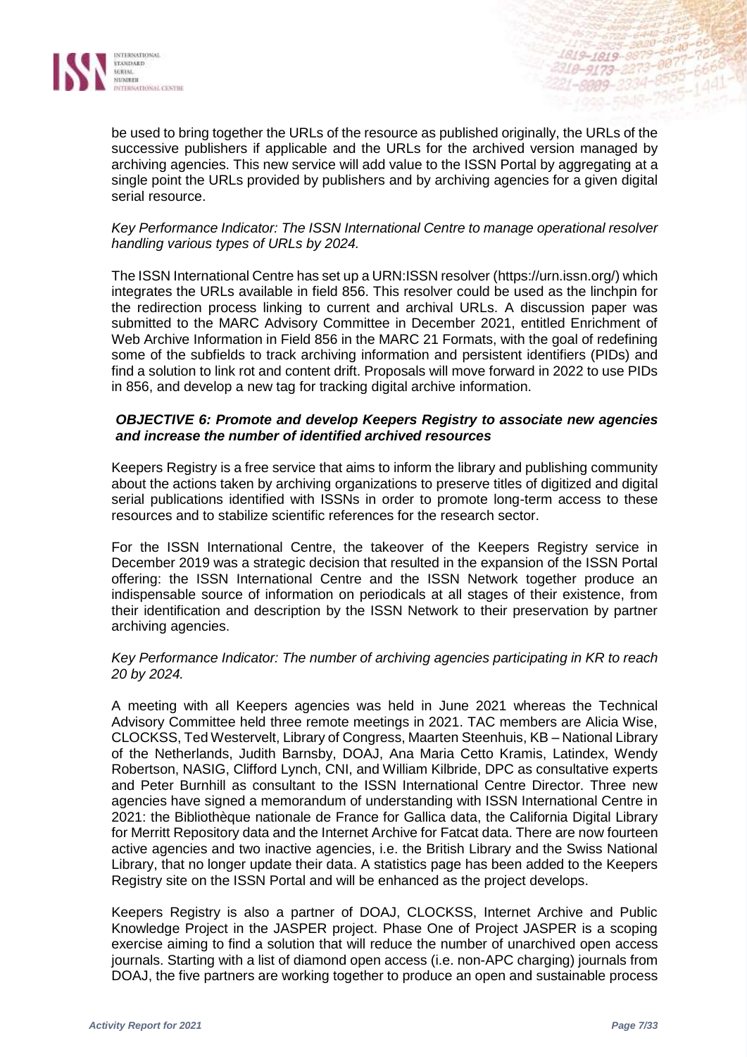be used to bring together the URLs of the resource as published originally, the URLs of the successive publishers if applicable and the URLs for the archived version managed by archiving agencies. This new service will add value to the ISSN Portal by aggregating at a single point the URLs provided by publishers and by archiving agencies for a given digital serial resource.

*Key Performance Indicator: The ISSN International Centre to manage operational resolver handling various types of URLs by 2024.*

The ISSN International Centre has set up a URN:ISSN resolver (https://urn.issn.org/) which integrates the URLs available in field 856. This resolver could be used as the linchpin for the redirection process linking to current and archival URLs. A discussion paper was submitted to the MARC Advisory Committee in December 2021, entitled Enrichment of Web Archive Information in Field 856 in the MARC 21 Formats, with the goal of redefining some of the subfields to track archiving information and persistent identifiers (PIDs) and find a solution to link rot and content drift. Proposals will move forward in 2022 to use PIDs in 856, and develop a new tag for tracking digital archive information.

***OBJECTIVE 6: Promote and develop Keepers Registry to associate new agencies and increase the number of identified archived resources***

Keepers Registry is a free service that aims to inform the library and publishing community about the actions taken by archiving organizations to preserve titles of digitized and digital serial publications identified with ISSNs in order to promote long-term access to these resources and to stabilize scientific references for the research sector.

For the ISSN International Centre, the takeover of the Keepers Registry service in December 2019 was a strategic decision that resulted in the expansion of the ISSN Portal offering: the ISSN International Centre and the ISSN Network together produce an indispensable source of information on periodicals at all stages of their existence, from their identification and description by the ISSN Network to their preservation by partner archiving agencies.

*Key Performance Indicator: The number of archiving agencies participating in KR to reach 20 by 2024.*

A meeting with all Keepers agencies was held in June 2021 whereas the Technical Advisory Committee held three remote meetings in 2021. TAC members are Alicia Wise, CLOCKSS, Ted Westervelt, Library of Congress, Maarten Steenhuis, KB – National Library of the Netherlands, Judith Barnsby, DOAJ, Ana Maria Cetto Kramis, Latindex, Wendy Robertson, NASIG, Clifford Lynch, CNI, and William Kilbride, DPC as consultative experts and Peter Burnhill as consultant to the ISSN International Centre Director. Three new agencies have signed a memorandum of understanding with ISSN International Centre in 2021: the Bibliothèque nationale de France for Gallica data, the California Digital Library for Merritt Repository data and the Internet Archive for Fatcat data. There are now fourteen active agencies and two inactive agencies, i.e. the British Library and the Swiss National Library, that no longer update their data. A statistics page has been added to the Keepers Registry site on the ISSN Portal and will be enhanced as the project develops.

Keepers Registry is also a partner of DOAJ, CLOCKSS, Internet Archive and Public Knowledge Project in the JASPER project. Phase One of Project JASPER is a scoping exercise aiming to find a solution that will reduce the number of unarchived open access journals. Starting with a list of diamond open access (i.e. non-APC charging) journals from DOAJ, the five partners are working together to produce an open and sustainable process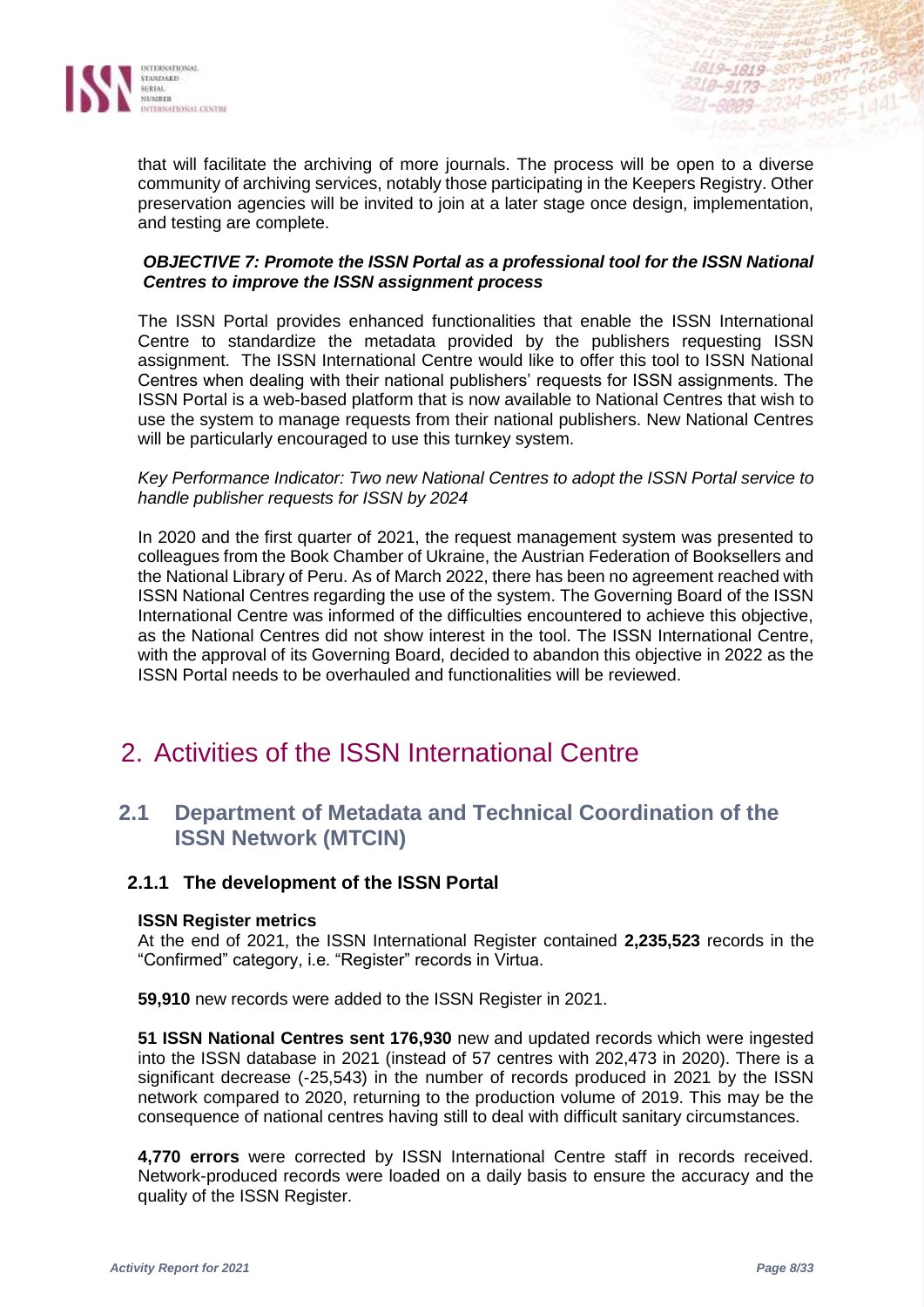that will facilitate the archiving of more journals. The process will be open to a diverse community of archiving services, notably those participating in the Keepers Registry. Other preservation agencies will be invited to join at a later stage once design, implementation, and testing are complete.

***OBJECTIVE 7: Promote the ISSN Portal as a professional tool for the ISSN National Centres to improve the ISSN assignment process***

The ISSN Portal provides enhanced functionalities that enable the ISSN International Centre to standardize the metadata provided by the publishers requesting ISSN assignment. The ISSN International Centre would like to offer this tool to ISSN National Centres when dealing with their national publishers' requests for ISSN assignments. The ISSN Portal is a web-based platform that is now available to National Centres that wish to use the system to manage requests from their national publishers. New National Centres will be particularly encouraged to use this turnkey system.

*Key Performance Indicator: Two new National Centres to adopt the ISSN Portal service to handle publisher requests for ISSN by 2024*

In 2020 and the first quarter of 2021, the request management system was presented to colleagues from the Book Chamber of Ukraine, the Austrian Federation of Booksellers and the National Library of Peru. As of March 2022, there has been no agreement reached with ISSN National Centres regarding the use of the system. The Governing Board of the ISSN International Centre was informed of the difficulties encountered to achieve this objective, as the National Centres did not show interest in the tool. The ISSN International Centre, with the approval of its Governing Board, decided to abandon this objective in 2022 as the ISSN Portal needs to be overhauled and functionalities will be reviewed.

# 2. Activities of the ISSN International Centre

## 2.1 Department of Metadata and Technical Coordination of the ISSN Network (MTCIN)

### 2.1.1 The development of the ISSN Portal

**ISSN Register metrics**

At the end of 2021, the ISSN International Register contained **2,235,523** records in the "Confirmed" category, i.e. "Register" records in Virtua.

**59,910** new records were added to the ISSN Register in 2021.

**51 ISSN National Centres sent 176,930** new and updated records which were ingested into the ISSN database in 2021 (instead of 57 centres with 202,473 in 2020). There is a significant decrease (-25,543) in the number of records produced in 2021 by the ISSN network compared to 2020, returning to the production volume of 2019. This may be the consequence of national centres having still to deal with difficult sanitary circumstances.

**4,770 errors** were corrected by ISSN International Centre staff in records received. Network-produced records were loaded on a daily basis to ensure the accuracy and the quality of the ISSN Register.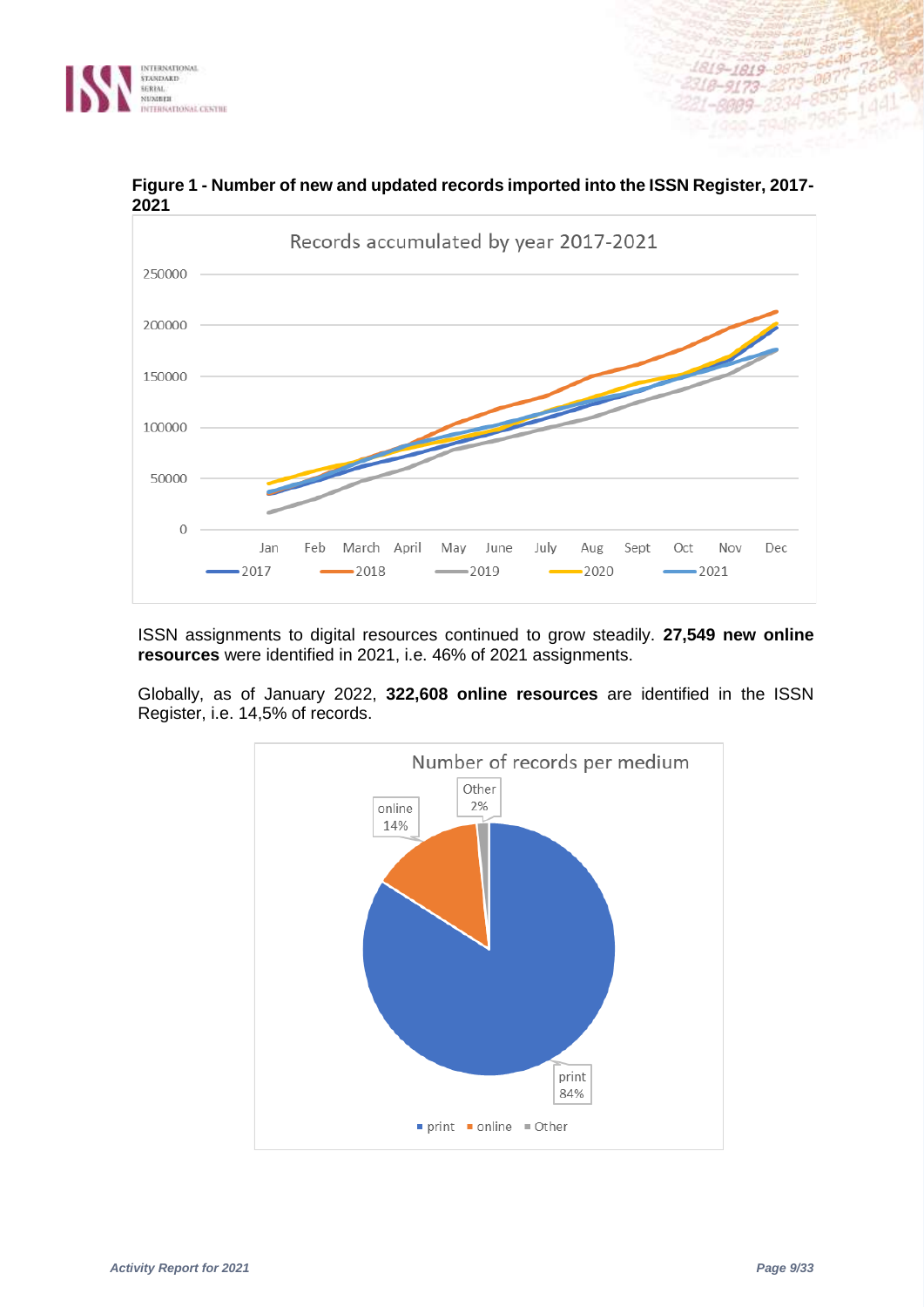**Figure 1 - Number of new and updated records imported into the ISSN Register, 2017-2021**

ISSN assignments to digital resources continued to grow steadily. **27,549 new online resources** were identified in 2021, i.e. 46% of 2021 assignments.

Globally, as of January 2022, **322,608 online resources** are identified in the ISSN Register, i.e. 14,5% of records.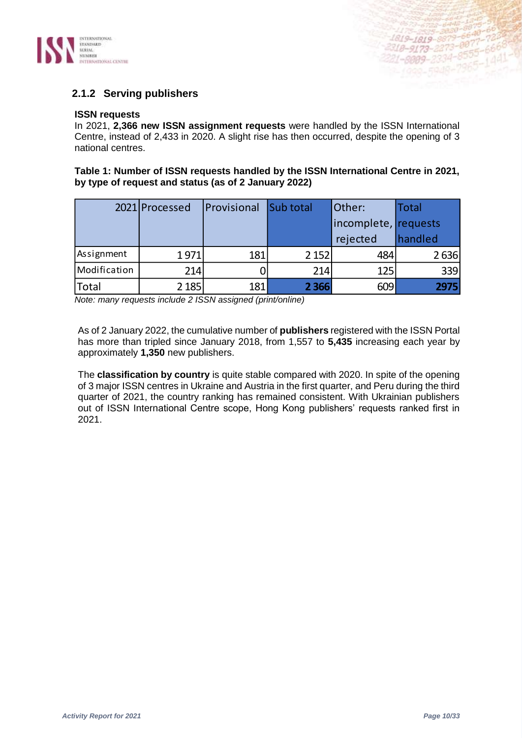### 2.1.2 Serving publishers

**ISSN requests**

In 2021, **2,366 new ISSN assignment requests** were handled by the ISSN International Centre, instead of 2,433 in 2020. A slight rise has then occurred, despite the opening of 3 national centres.

**Table 1: Number of ISSN requests handled by the ISSN International Centre in 2021, by type of request and status (as of 2 January 2022)**

| 2021 | Processed | Provisional | Sub total | Other: incomplete, rejected | Total requests handled |
|---|---|---|---|---|---|
| Assignment | 1 971 | 181 | 2 152 | 484 | 2 636 |
| Modification | 214 | 0 | 214 | 125 | 339 |
| Total | 2 185 | 181 | **2 366** | 609 | **2975** |

*Note: many requests include 2 ISSN assigned (print/online)*

As of 2 January 2022, the cumulative number of **publishers** registered with the ISSN Portal has more than tripled since January 2018, from 1,557 to **5,435** increasing each year by approximately **1,350** new publishers.

The **classification by country** is quite stable compared with 2020. In spite of the opening of 3 major ISSN centres in Ukraine and Austria in the first quarter, and Peru during the third quarter of 2021, the country ranking has remained consistent. With Ukrainian publishers out of ISSN International Centre scope, Hong Kong publishers' requests ranked first in 2021.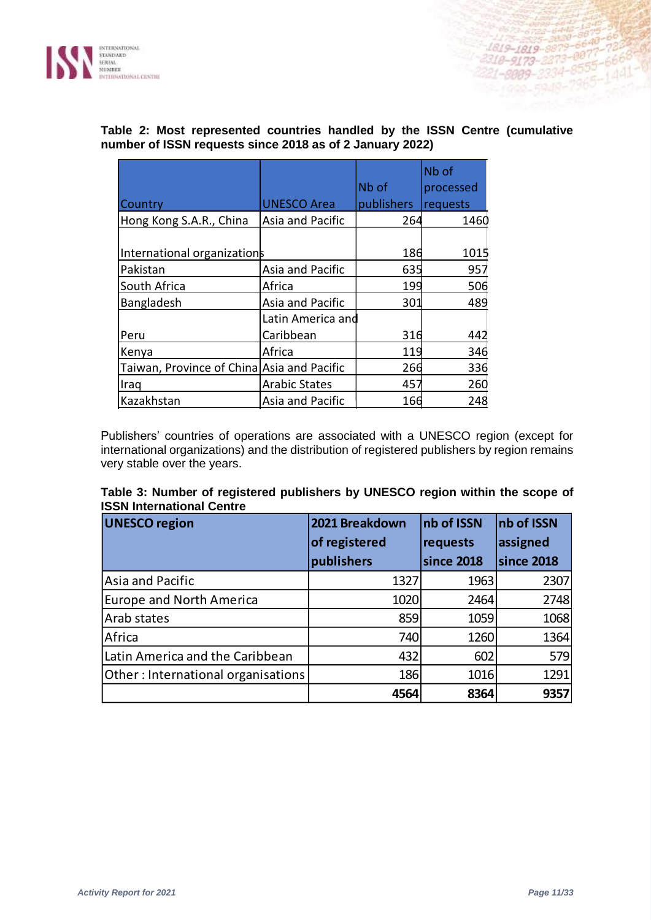**Table 2: Most represented countries handled by the ISSN Centre (cumulative number of ISSN requests since 2018 as of 2 January 2022)**

| Country | UNESCO Area | Nb of publishers | Nb of processed requests |
|---|---|---|---|
| Hong Kong S.A.R., China | Asia and Pacific | 264 | 1460 |
| International organizations | | 186 | 1015 |
| Pakistan | Asia and Pacific | 635 | 957 |
| South Africa | Africa | 199 | 506 |
| Bangladesh | Asia and Pacific | 301 | 489 |
| Peru | Latin America and Caribbean | 316 | 442 |
| Kenya | Africa | 119 | 346 |
| Taiwan, Province of China | Asia and Pacific | 266 | 336 |
| Iraq | Arabic States | 457 | 260 |
| Kazakhstan | Asia and Pacific | 166 | 248 |

Publishers' countries of operations are associated with a UNESCO region (except for international organizations) and the distribution of registered publishers by region remains very stable over the years.

**Table 3: Number of registered publishers by UNESCO region within the scope of ISSN International Centre**

| UNESCO region | 2021 Breakdown of registered publishers | nb of ISSN requests since 2018 | nb of ISSN assigned since 2018 |
|---|---|---|---|
| Asia and Pacific | 1327 | 1963 | 2307 |
| Europe and North America | 1020 | 2464 | 2748 |
| Arab states | 859 | 1059 | 1068 |
| Africa | 740 | 1260 | 1364 |
| Latin America and the Caribbean | 432 | 602 | 579 |
| Other : International organisations | 186 | 1016 | 1291 |
| | **4564** | **8364** | **9357** |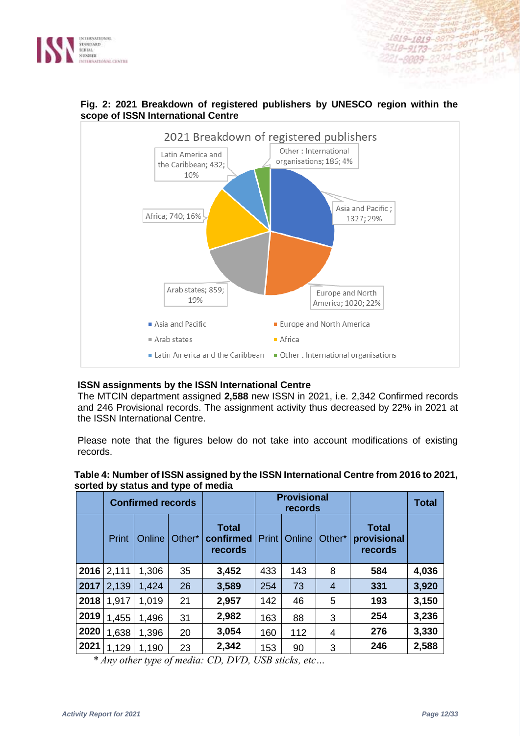**Fig. 2: 2021 Breakdown of registered publishers by UNESCO region within the scope of ISSN International Centre**

2021 Breakdown of registered publishers

- Asia and Pacific ; 1327; 29%
- Europe and North America; 1020; 22%
- Arab states; 859; 19%
- Africa; 740; 16%
- Latin America and the Caribbean; 432; 10%
- Other : International organisations; 186; 4%

### ISSN assignments by the ISSN International Centre

The MTCIN department assigned **2,588** new ISSN in 2021, i.e. 2,342 Confirmed records and 246 Provisional records. The assignment activity thus decreased by 22% in 2021 at the ISSN International Centre.

Please note that the figures below do not take into account modifications of existing records.

**Table 4: Number of ISSN assigned by the ISSN International Centre from 2016 to 2021, sorted by status and type of media**

| | Confirmed records | | | | Provisional records | | | | Total |
|---|---|---|---|---|---|---|---|---|---|
| | Print | Online | Other* | **Total confirmed records** | Print | Online | Other* | **Total provisional records** | |
| **2016** | 2,111 | 1,306 | 35 | **3,452** | 433 | 143 | 8 | **584** | **4,036** |
| **2017** | 2,139 | 1,424 | 26 | **3,589** | 254 | 73 | 4 | **331** | **3,920** |
| **2018** | 1,917 | 1,019 | 21 | **2,957** | 142 | 46 | 5 | **193** | **3,150** |
| **2019** | 1,455 | 1,496 | 31 | **2,982** | 163 | 88 | 3 | **254** | **3,236** |
| **2020** | 1,638 | 1,396 | 20 | **3,054** | 160 | 112 | 4 | **276** | **3,330** |
| **2021** | 1,129 | 1,190 | 23 | **2,342** | 153 | 90 | 3 | **246** | **2,588** |

*\* Any other type of media: CD, DVD, USB sticks, etc…*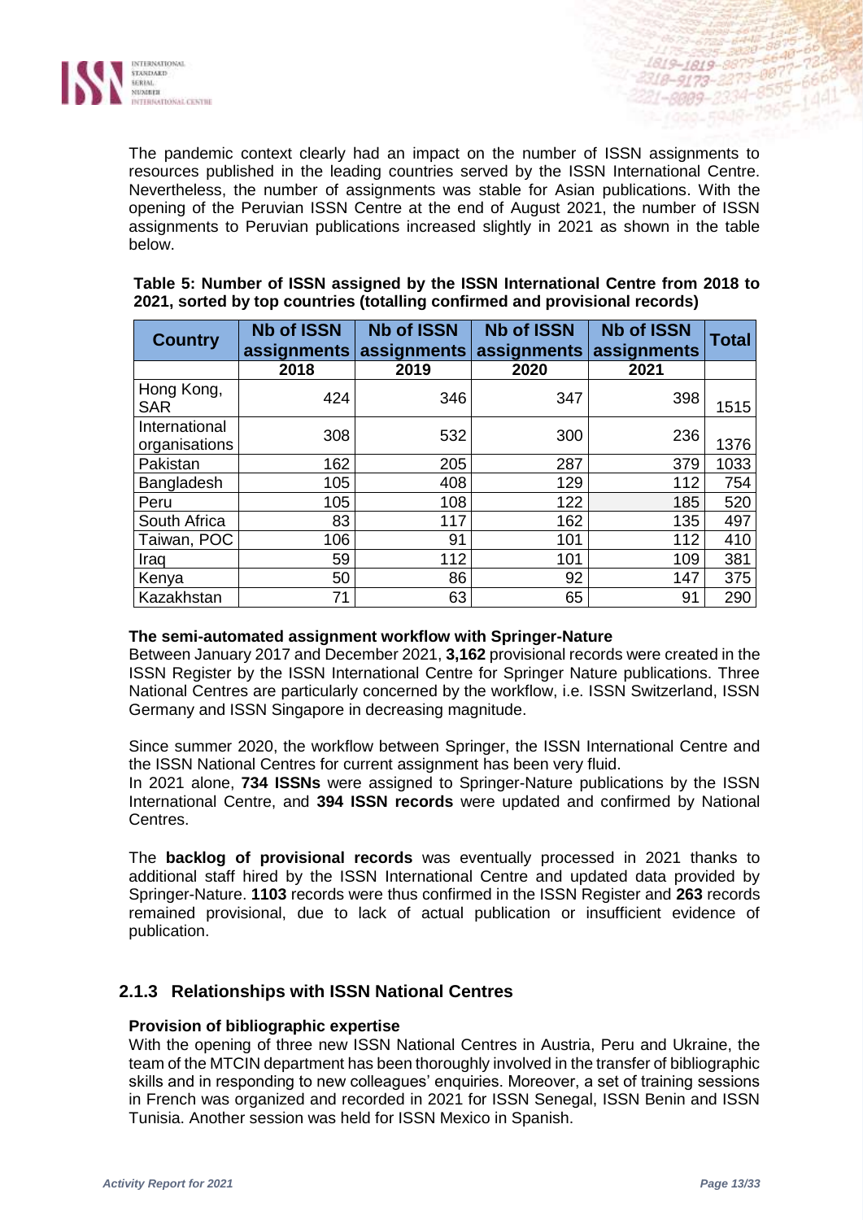The pandemic context clearly had an impact on the number of ISSN assignments to resources published in the leading countries served by the ISSN International Centre. Nevertheless, the number of assignments was stable for Asian publications. With the opening of the Peruvian ISSN Centre at the end of August 2021, the number of ISSN assignments to Peruvian publications increased slightly in 2021 as shown in the table below.

**Table 5: Number of ISSN assigned by the ISSN International Centre from 2018 to 2021, sorted by top countries (totalling confirmed and provisional records)**

| Country | Nb of ISSN assignments | Nb of ISSN assignments | Nb of ISSN assignments | Nb of ISSN assignments | Total |
|---|---|---|---|---|---|
| | 2018 | 2019 | 2020 | 2021 | |
| Hong Kong, SAR | 424 | 346 | 347 | 398 | 1515 |
| International organisations | 308 | 532 | 300 | 236 | 1376 |
| Pakistan | 162 | 205 | 287 | 379 | 1033 |
| Bangladesh | 105 | 408 | 129 | 112 | 754 |
| Peru | 105 | 108 | 122 | 185 | 520 |
| South Africa | 83 | 117 | 162 | 135 | 497 |
| Taiwan, POC | 106 | 91 | 101 | 112 | 410 |
| Iraq | 59 | 112 | 101 | 109 | 381 |
| Kenya | 50 | 86 | 92 | 147 | 375 |
| Kazakhstan | 71 | 63 | 65 | 91 | 290 |

**The semi-automated assignment workflow with Springer-Nature**

Between January 2017 and December 2021, **3,162** provisional records were created in the ISSN Register by the ISSN International Centre for Springer Nature publications. Three National Centres are particularly concerned by the workflow, i.e. ISSN Switzerland, ISSN Germany and ISSN Singapore in decreasing magnitude.

Since summer 2020, the workflow between Springer, the ISSN International Centre and the ISSN National Centres for current assignment has been very fluid.

In 2021 alone, **734 ISSNs** were assigned to Springer-Nature publications by the ISSN International Centre, and **394 ISSN records** were updated and confirmed by National Centres.

The **backlog of provisional records** was eventually processed in 2021 thanks to additional staff hired by the ISSN International Centre and updated data provided by Springer-Nature. **1103** records were thus confirmed in the ISSN Register and **263** records remained provisional, due to lack of actual publication or insufficient evidence of publication.

### 2.1.3 Relationships with ISSN National Centres

**Provision of bibliographic expertise**

With the opening of three new ISSN National Centres in Austria, Peru and Ukraine, the team of the MTCIN department has been thoroughly involved in the transfer of bibliographic skills and in responding to new colleagues' enquiries. Moreover, a set of training sessions in French was organized and recorded in 2021 for ISSN Senegal, ISSN Benin and ISSN Tunisia. Another session was held for ISSN Mexico in Spanish.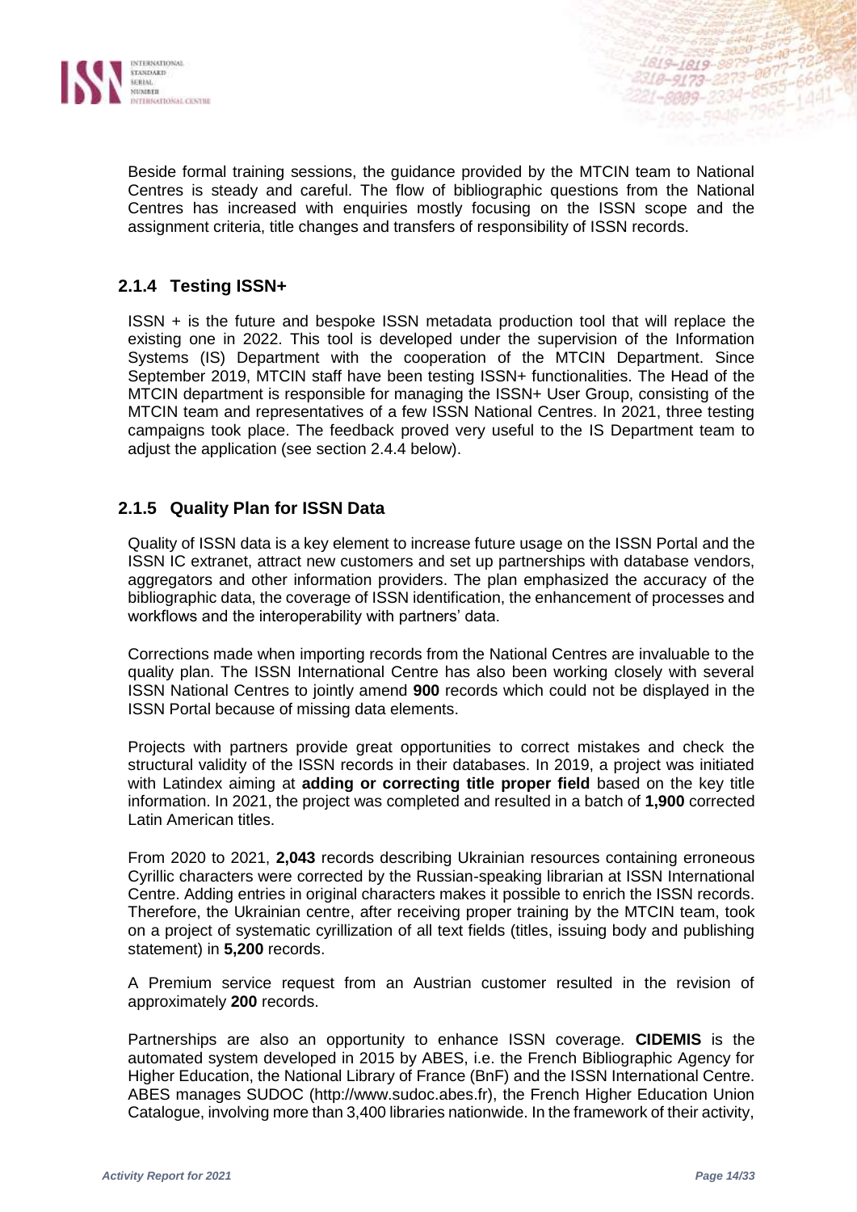Beside formal training sessions, the guidance provided by the MTCIN team to National Centres is steady and careful. The flow of bibliographic questions from the National Centres has increased with enquiries mostly focusing on the ISSN scope and the assignment criteria, title changes and transfers of responsibility of ISSN records.

### 2.1.4 Testing ISSN+

ISSN + is the future and bespoke ISSN metadata production tool that will replace the existing one in 2022. This tool is developed under the supervision of the Information Systems (IS) Department with the cooperation of the MTCIN Department. Since September 2019, MTCIN staff have been testing ISSN+ functionalities. The Head of the MTCIN department is responsible for managing the ISSN+ User Group, consisting of the MTCIN team and representatives of a few ISSN National Centres. In 2021, three testing campaigns took place. The feedback proved very useful to the IS Department team to adjust the application (see section 2.4.4 below).

### 2.1.5 Quality Plan for ISSN Data

Quality of ISSN data is a key element to increase future usage on the ISSN Portal and the ISSN IC extranet, attract new customers and set up partnerships with database vendors, aggregators and other information providers. The plan emphasized the accuracy of the bibliographic data, the coverage of ISSN identification, the enhancement of processes and workflows and the interoperability with partners' data.

Corrections made when importing records from the National Centres are invaluable to the quality plan. The ISSN International Centre has also been working closely with several ISSN National Centres to jointly amend **900** records which could not be displayed in the ISSN Portal because of missing data elements.

Projects with partners provide great opportunities to correct mistakes and check the structural validity of the ISSN records in their databases. In 2019, a project was initiated with Latindex aiming at **adding or correcting title proper field** based on the key title information. In 2021, the project was completed and resulted in a batch of **1,900** corrected Latin American titles.

From 2020 to 2021, **2,043** records describing Ukrainian resources containing erroneous Cyrillic characters were corrected by the Russian-speaking librarian at ISSN International Centre. Adding entries in original characters makes it possible to enrich the ISSN records. Therefore, the Ukrainian centre, after receiving proper training by the MTCIN team, took on a project of systematic cyrillization of all text fields (titles, issuing body and publishing statement) in **5,200** records.

A Premium service request from an Austrian customer resulted in the revision of approximately **200** records.

Partnerships are also an opportunity to enhance ISSN coverage. **CIDEMIS** is the automated system developed in 2015 by ABES, i.e. the French Bibliographic Agency for Higher Education, the National Library of France (BnF) and the ISSN International Centre. ABES manages SUDOC (http://www.sudoc.abes.fr), the French Higher Education Union Catalogue, involving more than 3,400 libraries nationwide. In the framework of their activity,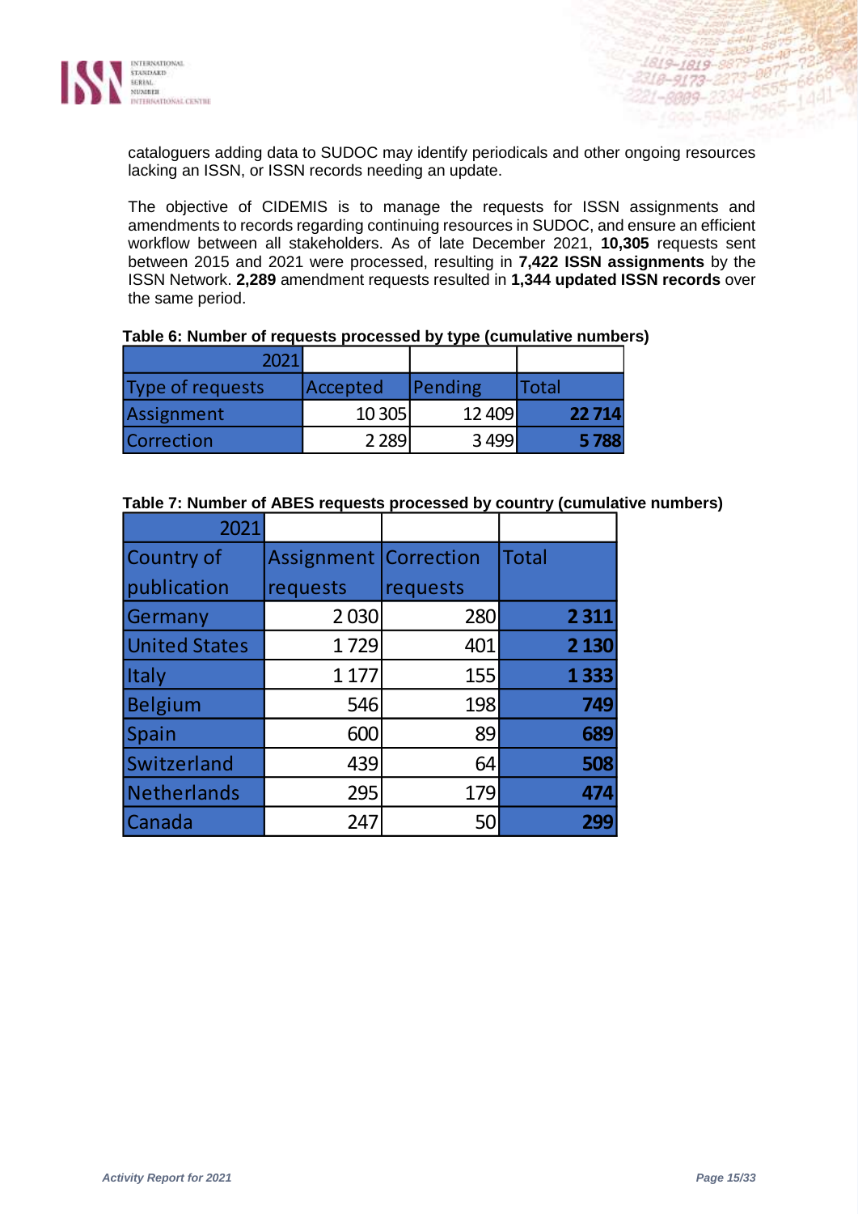cataloguers adding data to SUDOC may identify periodicals and other ongoing resources lacking an ISSN, or ISSN records needing an update.

The objective of CIDEMIS is to manage the requests for ISSN assignments and amendments to records regarding continuing resources in SUDOC, and ensure an efficient workflow between all stakeholders. As of late December 2021, **10,305** requests sent between 2015 and 2021 were processed, resulting in **7,422 ISSN assignments** by the ISSN Network. **2,289** amendment requests resulted in **1,344 updated ISSN records** over the same period.

**Table 6: Number of requests processed by type (cumulative numbers)**

| 2021 | | | |
|---|---|---|---|
| Type of requests | Accepted | Pending | Total |
| Assignment | 10 305 | 12 409 | **22 714** |
| Correction | 2 289 | 3 499 | **5 788** |

**Table 7: Number of ABES requests processed by country (cumulative numbers)**

| 2021 | | | |
|---|---|---|---|
| Country of publication | Assignment requests | Correction requests | Total |
| Germany | 2 030 | 280 | **2 311** |
| United States | 1 729 | 401 | **2 130** |
| Italy | 1 177 | 155 | **1 333** |
| Belgium | 546 | 198 | **749** |
| Spain | 600 | 89 | **689** |
| Switzerland | 439 | 64 | **508** |
| Netherlands | 295 | 179 | **474** |
| Canada | 247 | 50 | **299** |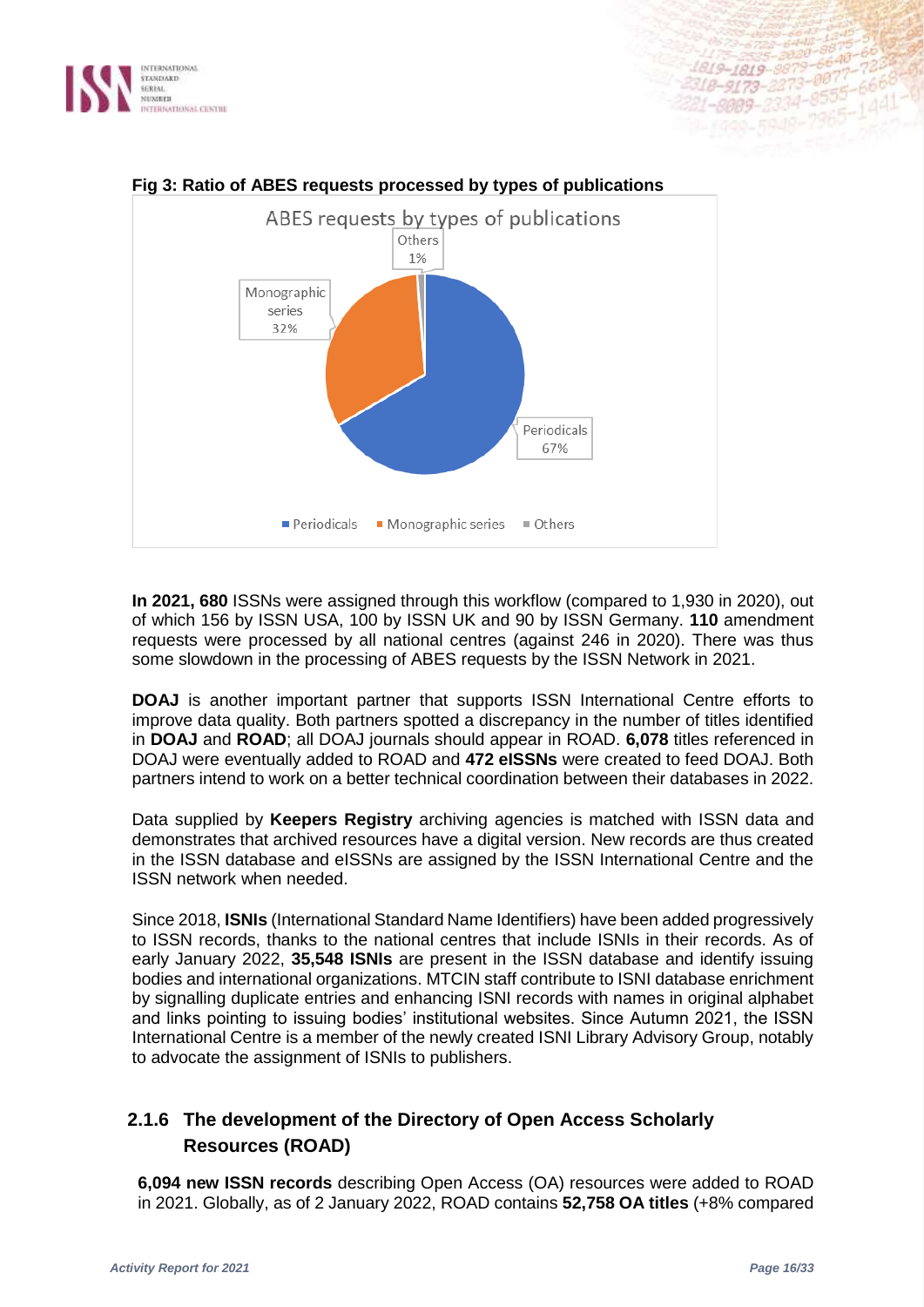**Fig 3: Ratio of ABES requests processed by types of publications**

ABES requests by types of publications

- Periodicals 67%
- Monographic series 32%
- Others 1%

**In 2021, 680** ISSNs were assigned through this workflow (compared to 1,930 in 2020), out of which 156 by ISSN USA, 100 by ISSN UK and 90 by ISSN Germany. **110** amendment requests were processed by all national centres (against 246 in 2020). There was thus some slowdown in the processing of ABES requests by the ISSN Network in 2021.

**DOAJ** is another important partner that supports ISSN International Centre efforts to improve data quality. Both partners spotted a discrepancy in the number of titles identified in **DOAJ** and **ROAD**; all DOAJ journals should appear in ROAD. **6,078** titles referenced in DOAJ were eventually added to ROAD and **472 eISSNs** were created to feed DOAJ. Both partners intend to work on a better technical coordination between their databases in 2022.

Data supplied by **Keepers Registry** archiving agencies is matched with ISSN data and demonstrates that archived resources have a digital version. New records are thus created in the ISSN database and eISSNs are assigned by the ISSN International Centre and the ISSN network when needed.

Since 2018, **ISNIs** (International Standard Name Identifiers) have been added progressively to ISSN records, thanks to the national centres that include ISNIs in their records. As of early January 2022, **35,548 ISNIs** are present in the ISSN database and identify issuing bodies and international organizations. MTCIN staff contribute to ISNI database enrichment by signalling duplicate entries and enhancing ISNI records with names in original alphabet and links pointing to issuing bodies' institutional websites. Since Autumn 2021, the ISSN International Centre is a member of the newly created ISNI Library Advisory Group, notably to advocate the assignment of ISNIs to publishers.

### 2.1.6 The development of the Directory of Open Access Scholarly Resources (ROAD)

**6,094 new ISSN records** describing Open Access (OA) resources were added to ROAD in 2021. Globally, as of 2 January 2022, ROAD contains **52,758 OA titles** (+8% compared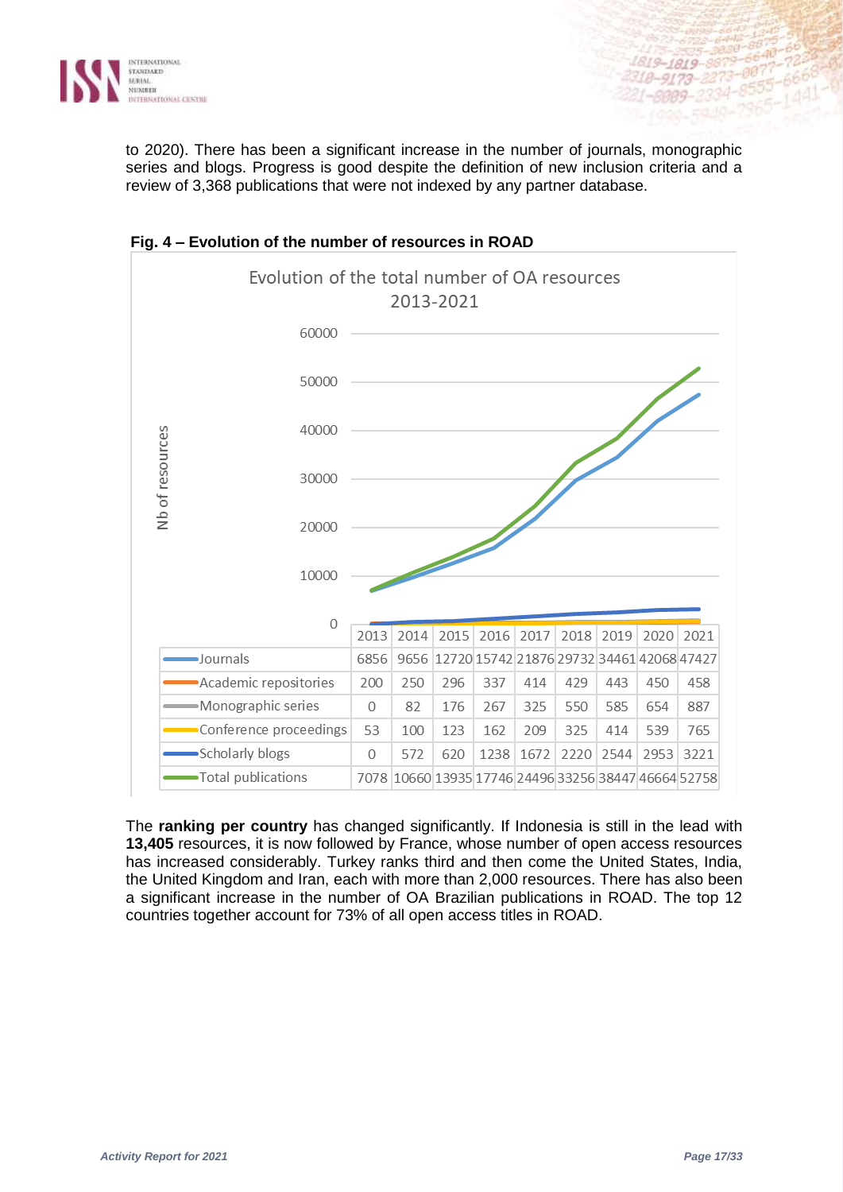to 2020). There has been a significant increase in the number of journals, monographic series and blogs. Progress is good despite the definition of new inclusion criteria and a review of 3,368 publications that were not indexed by any partner database.

**Fig. 4 – Evolution of the number of resources in ROAD**

Evolution of the total number of OA resources 2013-2021

| | 2013 | 2014 | 2015 | 2016 | 2017 | 2018 | 2019 | 2020 | 2021 |
|---|---|---|---|---|---|---|---|---|---|
| Journals | 6856 | 9656 | 12720 | 15742 | 21876 | 29732 | 34461 | 42068 | 47427 |
| Academic repositories | 200 | 250 | 296 | 337 | 414 | 429 | 443 | 450 | 458 |
| Monographic series | 0 | 82 | 176 | 267 | 325 | 550 | 585 | 654 | 887 |
| Conference proceedings | 53 | 100 | 123 | 162 | 209 | 325 | 414 | 539 | 765 |
| Scholarly blogs | 0 | 572 | 620 | 1238 | 1672 | 2220 | 2544 | 2953 | 3221 |
| Total publications | 7078 | 10660 | 13935 | 17746 | 24496 | 33256 | 38447 | 46664 | 52758 |

The **ranking per country** has changed significantly. If Indonesia is still in the lead with **13,405** resources, it is now followed by France, whose number of open access resources has increased considerably. Turkey ranks third and then come the United States, India, the United Kingdom and Iran, each with more than 2,000 resources. There has also been a significant increase in the number of OA Brazilian publications in ROAD. The top 12 countries together account for 73% of all open access titles in ROAD.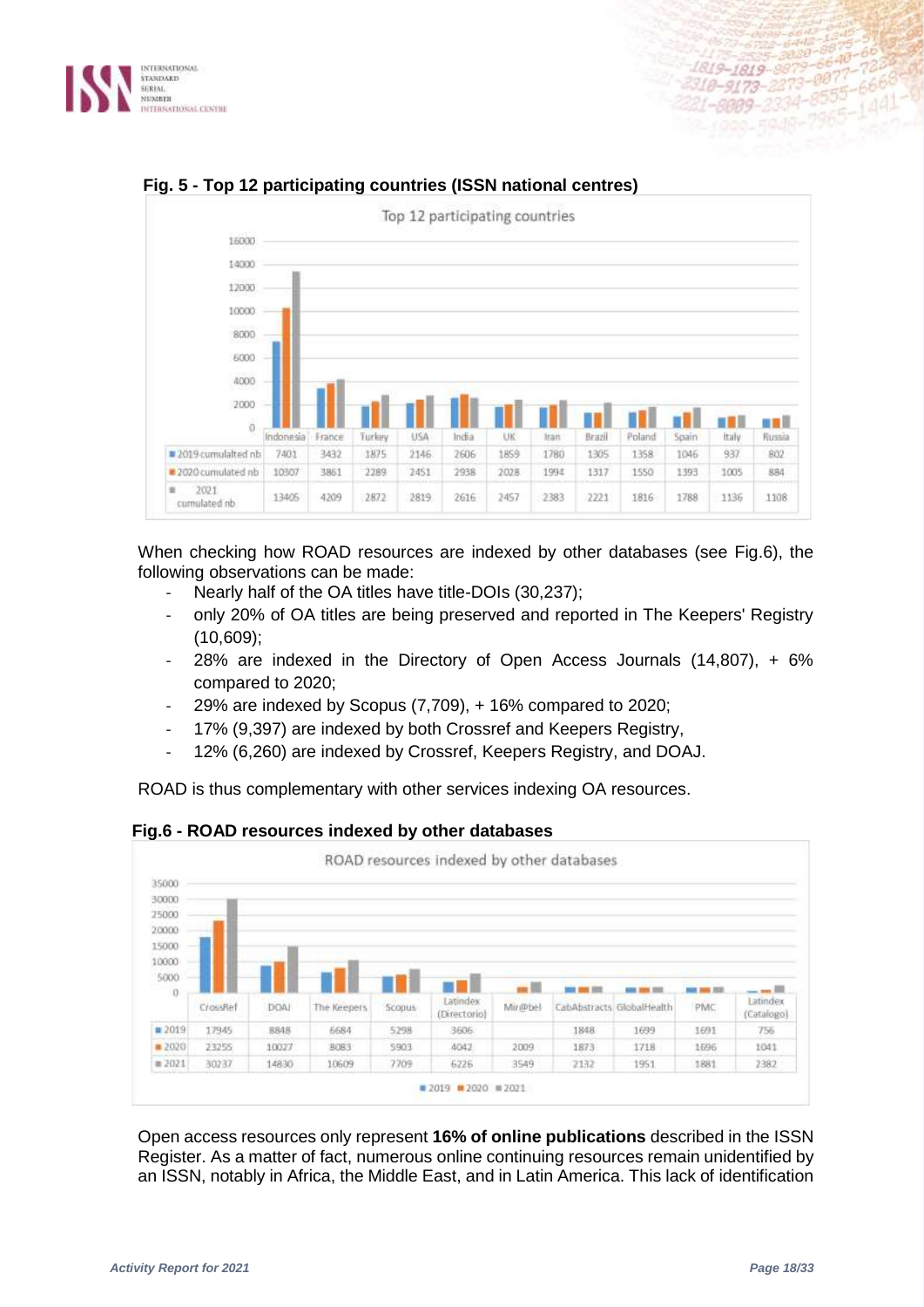**Fig. 5 - Top 12 participating countries (ISSN national centres)**

Top 12 participating countries

| | Indonesia | France | Turkey | USA | India | UK | Iran | Brazil | Poland | Spain | Italy | Russia |
|---|---|---|---|---|---|---|---|---|---|---|---|---|
| 2019 cumulalted nb | 7401 | 3432 | 1875 | 2146 | 2606 | 1859 | 1780 | 1305 | 1358 | 1046 | 937 | 802 |
| 2020 cumulated nb | 10307 | 3861 | 2289 | 2451 | 2938 | 2028 | 1994 | 1317 | 1550 | 1393 | 1005 | 884 |
| 2021 cumulated nb | 13405 | 4209 | 2872 | 2819 | 2616 | 2457 | 2383 | 2221 | 1816 | 1788 | 1136 | 1108 |

When checking how ROAD resources are indexed by other databases (see Fig.6), the following observations can be made:

- Nearly half of the OA titles have title-DOIs (30,237);
- only 20% of OA titles are being preserved and reported in The Keepers' Registry (10,609);
- 28% are indexed in the Directory of Open Access Journals (14,807), + 6% compared to 2020;
- 29% are indexed by Scopus (7,709), + 16% compared to 2020;
- 17% (9,397) are indexed by both Crossref and Keepers Registry,
- 12% (6,260) are indexed by Crossref, Keepers Registry, and DOAJ.

ROAD is thus complementary with other services indexing OA resources.

**Fig.6 - ROAD resources indexed by other databases**

ROAD resources indexed by other databases

| | CrossRef | DOAJ | The Keepers | Scopus | Latindex (Directorio) | Mir@bel | CabAbstracts | GlobalHealth | PMC | Latindex (Catalogo) |
|---|---|---|---|---|---|---|---|---|---|---|
| 2019 | 17945 | 8848 | 6684 | 5298 | 3606 | | 1848 | 1699 | 1691 | 756 |
| 2020 | 23255 | 10027 | 8083 | 5903 | 4042 | 2009 | 1873 | 1718 | 1696 | 1041 |
| 2021 | 30237 | 14830 | 10609 | 7709 | 6226 | 3549 | 2132 | 1951 | 1881 | 2382 |

Open access resources only represent **16% of online publications** described in the ISSN Register. As a matter of fact, numerous online continuing resources remain unidentified by an ISSN, notably in Africa, the Middle East, and in Latin America. This lack of identification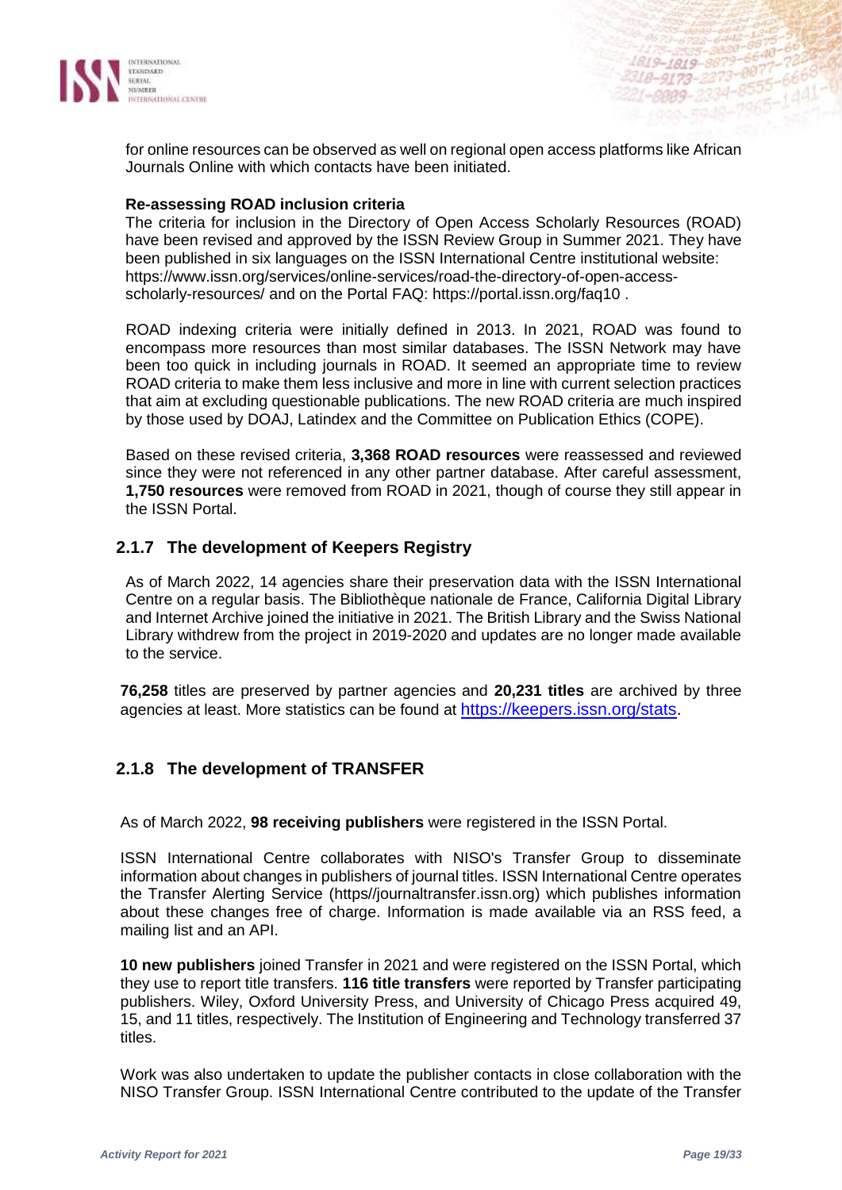for online resources can be observed as well on regional open access platforms like African Journals Online with which contacts have been initiated.

**Re-assessing ROAD inclusion criteria**

The criteria for inclusion in the Directory of Open Access Scholarly Resources (ROAD) have been revised and approved by the ISSN Review Group in Summer 2021. They have been published in six languages on the ISSN International Centre institutional website: https://www.issn.org/services/online-services/road-the-directory-of-open-access-scholarly-resources/ and on the Portal FAQ: https://portal.issn.org/faq10 .

ROAD indexing criteria were initially defined in 2013. In 2021, ROAD was found to encompass more resources than most similar databases. The ISSN Network may have been too quick in including journals in ROAD. It seemed an appropriate time to review ROAD criteria to make them less inclusive and more in line with current selection practices that aim at excluding questionable publications. The new ROAD criteria are much inspired by those used by DOAJ, Latindex and the Committee on Publication Ethics (COPE).

Based on these revised criteria, **3,368 ROAD resources** were reassessed and reviewed since they were not referenced in any other partner database. After careful assessment, **1,750 resources** were removed from ROAD in 2021, though of course they still appear in the ISSN Portal.

### 2.1.7 The development of Keepers Registry

As of March 2022, 14 agencies share their preservation data with the ISSN International Centre on a regular basis. The Bibliothèque nationale de France, California Digital Library and Internet Archive joined the initiative in 2021. The British Library and the Swiss National Library withdrew from the project in 2019-2020 and updates are no longer made available to the service.

**76,258** titles are preserved by partner agencies and **20,231 titles** are archived by three agencies at least. More statistics can be found at https://keepers.issn.org/stats.

### 2.1.8 The development of TRANSFER

As of March 2022, **98 receiving publishers** were registered in the ISSN Portal.

ISSN International Centre collaborates with NISO's Transfer Group to disseminate information about changes in publishers of journal titles. ISSN International Centre operates the Transfer Alerting Service (https//journaltransfer.issn.org) which publishes information about these changes free of charge. Information is made available via an RSS feed, a mailing list and an API.

**10 new publishers** joined Transfer in 2021 and were registered on the ISSN Portal, which they use to report title transfers. **116 title transfers** were reported by Transfer participating publishers. Wiley, Oxford University Press, and University of Chicago Press acquired 49, 15, and 11 titles, respectively. The Institution of Engineering and Technology transferred 37 titles.

Work was also undertaken to update the publisher contacts in close collaboration with the NISO Transfer Group. ISSN International Centre contributed to the update of the Transfer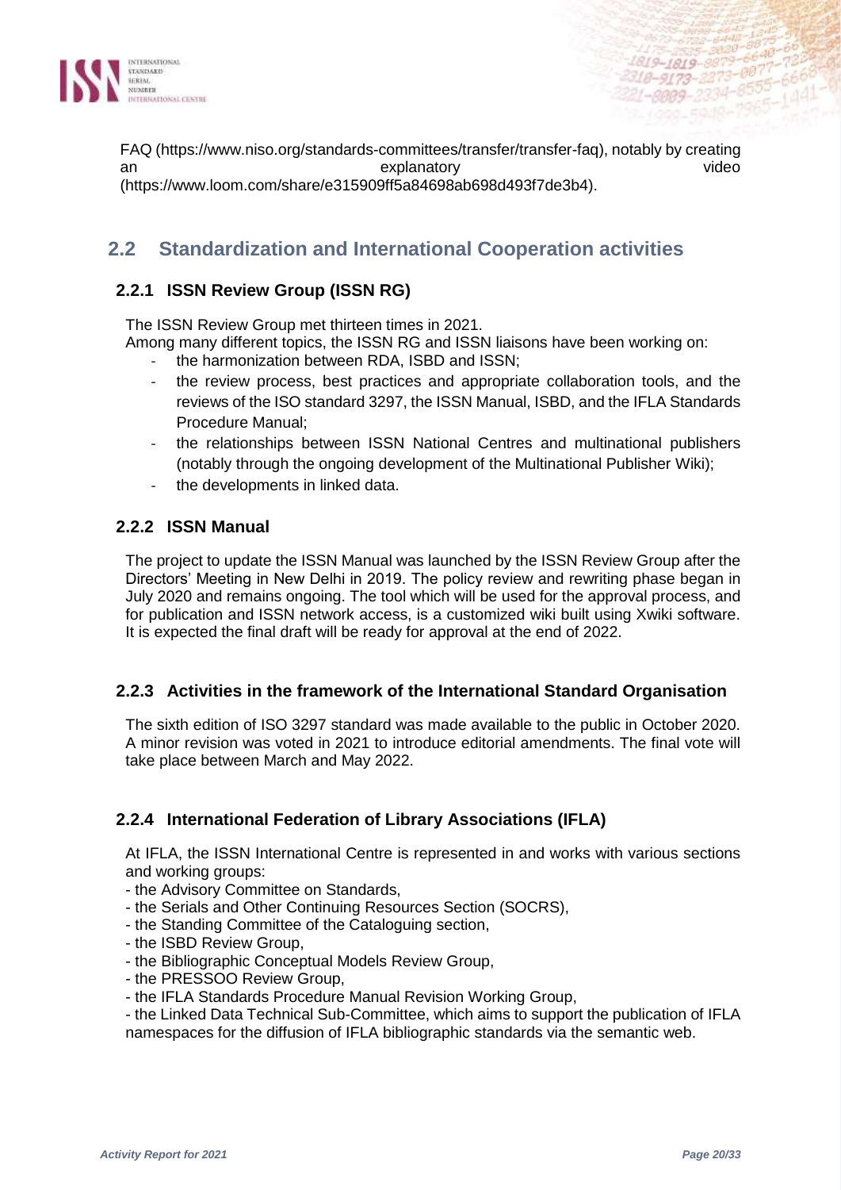FAQ (https://www.niso.org/standards-committees/transfer/transfer-faq), notably by creating an explanatory video (https://www.loom.com/share/e315909ff5a84698ab698d493f7de3b4).

## 2.2 Standardization and International Cooperation activities

### 2.2.1 ISSN Review Group (ISSN RG)

The ISSN Review Group met thirteen times in 2021.
Among many different topics, the ISSN RG and ISSN liaisons have been working on:

- the harmonization between RDA, ISBD and ISSN;
- the review process, best practices and appropriate collaboration tools, and the reviews of the ISO standard 3297, the ISSN Manual, ISBD, and the IFLA Standards Procedure Manual;
- the relationships between ISSN National Centres and multinational publishers (notably through the ongoing development of the Multinational Publisher Wiki);
- the developments in linked data.

### 2.2.2 ISSN Manual

The project to update the ISSN Manual was launched by the ISSN Review Group after the Directors' Meeting in New Delhi in 2019. The policy review and rewriting phase began in July 2020 and remains ongoing. The tool which will be used for the approval process, and for publication and ISSN network access, is a customized wiki built using Xwiki software. It is expected the final draft will be ready for approval at the end of 2022.

### 2.2.3 Activities in the framework of the International Standard Organisation

The sixth edition of ISO 3297 standard was made available to the public in October 2020. A minor revision was voted in 2021 to introduce editorial amendments. The final vote will take place between March and May 2022.

### 2.2.4 International Federation of Library Associations (IFLA)

At IFLA, the ISSN International Centre is represented in and works with various sections and working groups:

- the Advisory Committee on Standards,
- the Serials and Other Continuing Resources Section (SOCRS),
- the Standing Committee of the Cataloguing section,
- the ISBD Review Group,
- the Bibliographic Conceptual Models Review Group,
- the PRESSOO Review Group,
- the IFLA Standards Procedure Manual Revision Working Group,
- the Linked Data Technical Sub-Committee, which aims to support the publication of IFLA namespaces for the diffusion of IFLA bibliographic standards via the semantic web.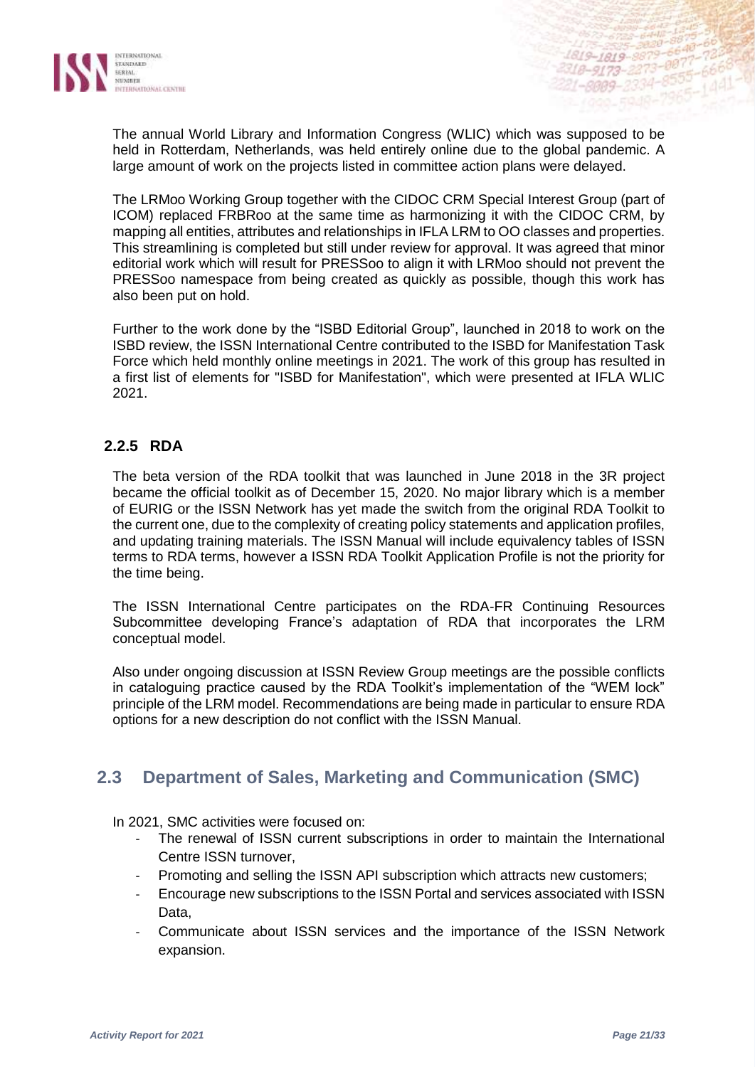The annual World Library and Information Congress (WLIC) which was supposed to be held in Rotterdam, Netherlands, was held entirely online due to the global pandemic. A large amount of work on the projects listed in committee action plans were delayed.

The LRMoo Working Group together with the CIDOC CRM Special Interest Group (part of ICOM) replaced FRBRoo at the same time as harmonizing it with the CIDOC CRM, by mapping all entities, attributes and relationships in IFLA LRM to OO classes and properties. This streamlining is completed but still under review for approval. It was agreed that minor editorial work which will result for PRESSoo to align it with LRMoo should not prevent the PRESSoo namespace from being created as quickly as possible, though this work has also been put on hold.

Further to the work done by the "ISBD Editorial Group", launched in 2018 to work on the ISBD review, the ISSN International Centre contributed to the ISBD for Manifestation Task Force which held monthly online meetings in 2021. The work of this group has resulted in a first list of elements for "ISBD for Manifestation", which were presented at IFLA WLIC 2021.

### 2.2.5 RDA

The beta version of the RDA toolkit that was launched in June 2018 in the 3R project became the official toolkit as of December 15, 2020. No major library which is a member of EURIG or the ISSN Network has yet made the switch from the original RDA Toolkit to the current one, due to the complexity of creating policy statements and application profiles, and updating training materials. The ISSN Manual will include equivalency tables of ISSN terms to RDA terms, however a ISSN RDA Toolkit Application Profile is not the priority for the time being.

The ISSN International Centre participates on the RDA-FR Continuing Resources Subcommittee developing France's adaptation of RDA that incorporates the LRM conceptual model.

Also under ongoing discussion at ISSN Review Group meetings are the possible conflicts in cataloguing practice caused by the RDA Toolkit's implementation of the "WEM lock" principle of the LRM model. Recommendations are being made in particular to ensure RDA options for a new description do not conflict with the ISSN Manual.

## 2.3 Department of Sales, Marketing and Communication (SMC)

In 2021, SMC activities were focused on:

- The renewal of ISSN current subscriptions in order to maintain the International Centre ISSN turnover,
- Promoting and selling the ISSN API subscription which attracts new customers;
- Encourage new subscriptions to the ISSN Portal and services associated with ISSN Data,
- Communicate about ISSN services and the importance of the ISSN Network expansion.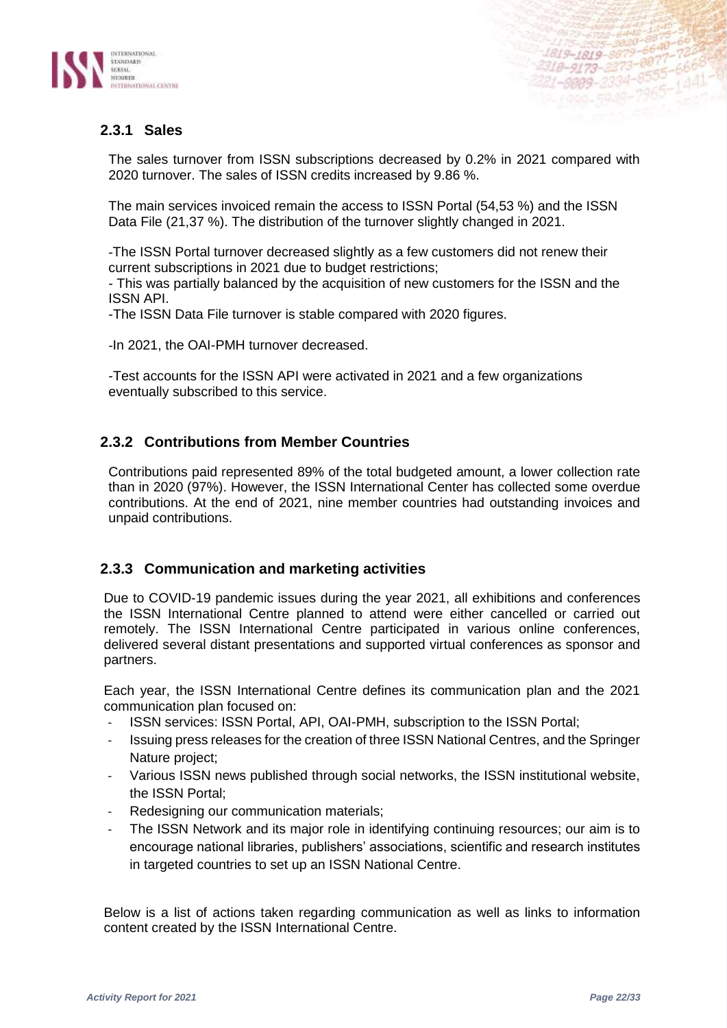### 2.3.1 Sales

The sales turnover from ISSN subscriptions decreased by 0.2% in 2021 compared with 2020 turnover. The sales of ISSN credits increased by 9.86 %.

The main services invoiced remain the access to ISSN Portal (54,53 %) and the ISSN Data File (21,37 %). The distribution of the turnover slightly changed in 2021.

-The ISSN Portal turnover decreased slightly as a few customers did not renew their current subscriptions in 2021 due to budget restrictions;
- This was partially balanced by the acquisition of new customers for the ISSN and the ISSN API.
-The ISSN Data File turnover is stable compared with 2020 figures.

-In 2021, the OAI-PMH turnover decreased.

-Test accounts for the ISSN API were activated in 2021 and a few organizations eventually subscribed to this service.

### 2.3.2 Contributions from Member Countries

Contributions paid represented 89% of the total budgeted amount, a lower collection rate than in 2020 (97%). However, the ISSN International Center has collected some overdue contributions. At the end of 2021, nine member countries had outstanding invoices and unpaid contributions.

### 2.3.3 Communication and marketing activities

Due to COVID-19 pandemic issues during the year 2021, all exhibitions and conferences the ISSN International Centre planned to attend were either cancelled or carried out remotely. The ISSN International Centre participated in various online conferences, delivered several distant presentations and supported virtual conferences as sponsor and partners.

Each year, the ISSN International Centre defines its communication plan and the 2021 communication plan focused on:

- ISSN services: ISSN Portal, API, OAI-PMH, subscription to the ISSN Portal;
- Issuing press releases for the creation of three ISSN National Centres, and the Springer Nature project;
- Various ISSN news published through social networks, the ISSN institutional website, the ISSN Portal;
- Redesigning our communication materials;
- The ISSN Network and its major role in identifying continuing resources; our aim is to encourage national libraries, publishers' associations, scientific and research institutes in targeted countries to set up an ISSN National Centre.

Below is a list of actions taken regarding communication as well as links to information content created by the ISSN International Centre.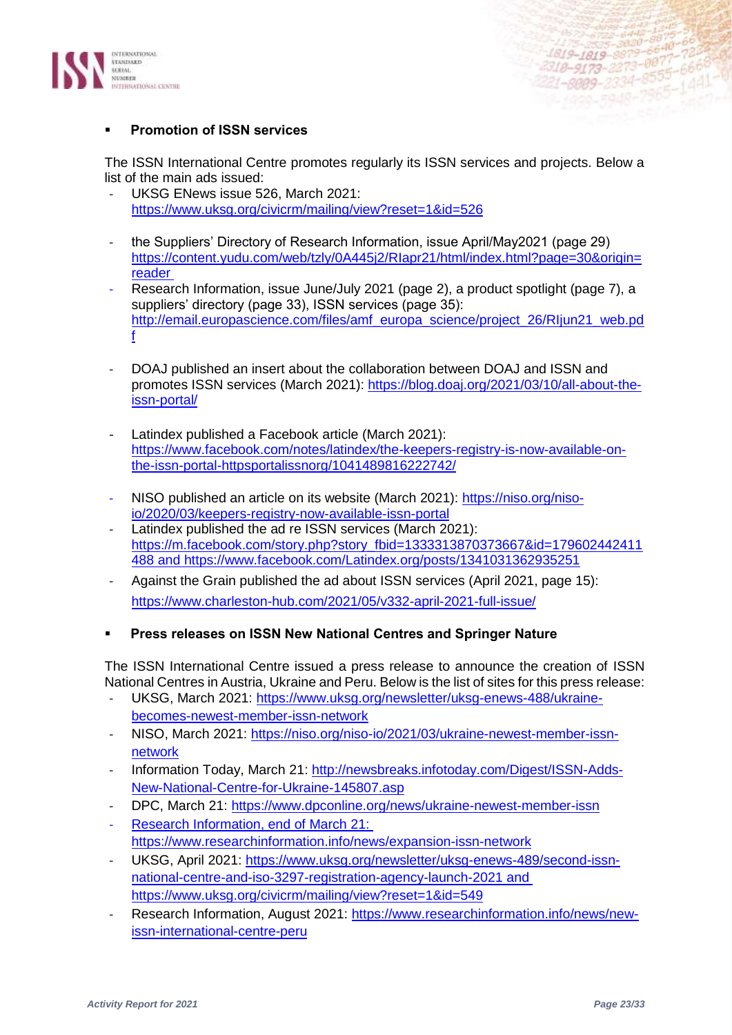- **Promotion of ISSN services**

The ISSN International Centre promotes regularly its ISSN services and projects. Below a list of the main ads issued:

- UKSG ENews issue 526, March 2021: https://www.uksg.org/civicrm/mailing/view?reset=1&id=526
- the Suppliers' Directory of Research Information, issue April/May2021 (page 29) https://content.yudu.com/web/tzly/0A445j2/RIapr21/html/index.html?page=30&origin=reader
- Research Information, issue June/July 2021 (page 2), a product spotlight (page 7), a suppliers' directory (page 33), ISSN services (page 35): http://email.europascience.com/files/amf_europa_science/project_26/RIjun21_web.pdf
- DOAJ published an insert about the collaboration between DOAJ and ISSN and promotes ISSN services (March 2021): https://blog.doaj.org/2021/03/10/all-about-the-issn-portal/
- Latindex published a Facebook article (March 2021): https://www.facebook.com/notes/latindex/the-keepers-registry-is-now-available-on-the-issn-portal-httpsportalissnorg/1041489816222742/
- NISO published an article on its website (March 2021): https://niso.org/niso-io/2020/03/keepers-registry-now-available-issn-portal
- Latindex published the ad re ISSN services (March 2021): https://m.facebook.com/story.php?story_fbid=1333313870373667&id=179602442411488 and https://www.facebook.com/Latindex.org/posts/1341031362935251
- Against the Grain published the ad about ISSN services (April 2021, page 15): https://www.charleston-hub.com/2021/05/v332-april-2021-full-issue/

- **Press releases on ISSN New National Centres and Springer Nature**

The ISSN International Centre issued a press release to announce the creation of ISSN National Centres in Austria, Ukraine and Peru. Below is the list of sites for this press release:

- UKSG, March 2021: https://www.uksg.org/newsletter/uksg-enews-488/ukraine-becomes-newest-member-issn-network
- NISO, March 2021: https://niso.org/niso-io/2021/03/ukraine-newest-member-issn-network
- Information Today, March 21: http://newsbreaks.infotoday.com/Digest/ISSN-Adds-New-National-Centre-for-Ukraine-145807.asp
- DPC, March 21: https://www.dpconline.org/news/ukraine-newest-member-issn
- Research Information, end of March 21: https://www.researchinformation.info/news/expansion-issn-network
- UKSG, April 2021: https://www.uksg.org/newsletter/uksg-enews-489/second-issn-national-centre-and-iso-3297-registration-agency-launch-2021 and https://www.uksg.org/civicrm/mailing/view?reset=1&id=549
- Research Information, August 2021: https://www.researchinformation.info/news/new-issn-international-centre-peru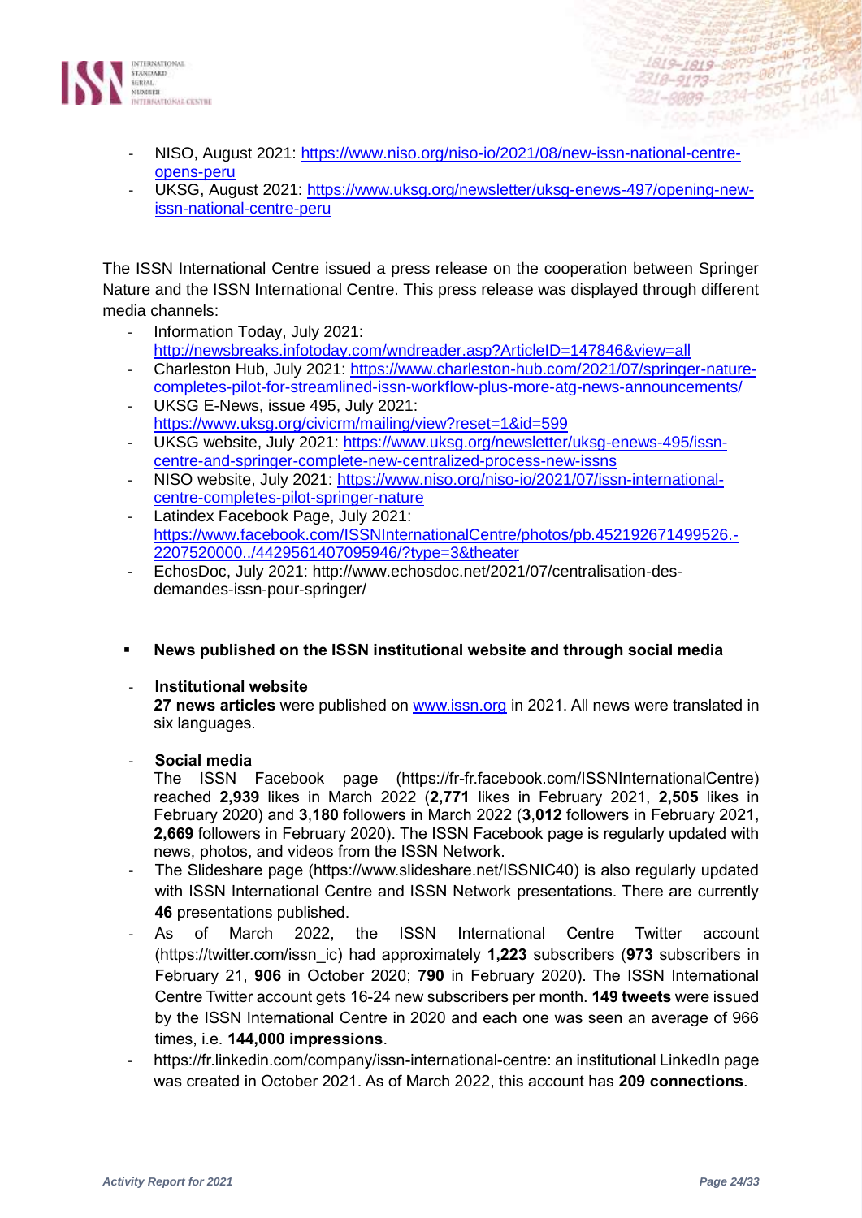- NISO, August 2021: https://www.niso.org/niso-io/2021/08/new-issn-national-centre-opens-peru
- UKSG, August 2021: https://www.uksg.org/newsletter/uksg-enews-497/opening-new-issn-national-centre-peru

The ISSN International Centre issued a press release on the cooperation between Springer Nature and the ISSN International Centre. This press release was displayed through different media channels:

- Information Today, July 2021: http://newsbreaks.infotoday.com/wndreader.asp?ArticleID=147846&view=all
- Charleston Hub, July 2021: https://www.charleston-hub.com/2021/07/springer-nature-completes-pilot-for-streamlined-issn-workflow-plus-more-atg-news-announcements/
- UKSG E-News, issue 495, July 2021: https://www.uksg.org/civicrm/mailing/view?reset=1&id=599
- UKSG website, July 2021: https://www.uksg.org/newsletter/uksg-enews-495/issn-centre-and-springer-complete-new-centralized-process-new-issns
- NISO website, July 2021: https://www.niso.org/niso-io/2021/07/issn-international-centre-completes-pilot-springer-nature
- Latindex Facebook Page, July 2021: https://www.facebook.com/ISSNInternationalCentre/photos/pb.452192671499526.-2207520000../4429561407095946/?type=3&theater
- EchosDoc, July 2021: http://www.echosdoc.net/2021/07/centralisation-des-demandes-issn-pour-springer/

- **News published on the ISSN institutional website and through social media**

- **Institutional website**
  **27 news articles** were published on www.issn.org in 2021. All news were translated in six languages.

- **Social media**
  The ISSN Facebook page (https://fr-fr.facebook.com/ISSNInternationalCentre) reached **2,939** likes in March 2022 (**2,771** likes in February 2021, **2,505** likes in February 2020) and **3**,**180** followers in March 2022 (**3**,**012** followers in February 2021, **2,669** followers in February 2020). The ISSN Facebook page is regularly updated with news, photos, and videos from the ISSN Network.
- The Slideshare page (https://www.slideshare.net/ISSNIC40) is also regularly updated with ISSN International Centre and ISSN Network presentations. There are currently **46** presentations published.
- As of March 2022, the ISSN International Centre Twitter account (https://twitter.com/issn_ic) had approximately **1,223** subscribers (**973** subscribers in February 21, **906** in October 2020; **790** in February 2020). The ISSN International Centre Twitter account gets 16-24 new subscribers per month. **149 tweets** were issued by the ISSN International Centre in 2020 and each one was seen an average of 966 times, i.e. **144,000 impressions**.
- https://fr.linkedin.com/company/issn-international-centre: an institutional LinkedIn page was created in October 2021. As of March 2022, this account has **209 connections**.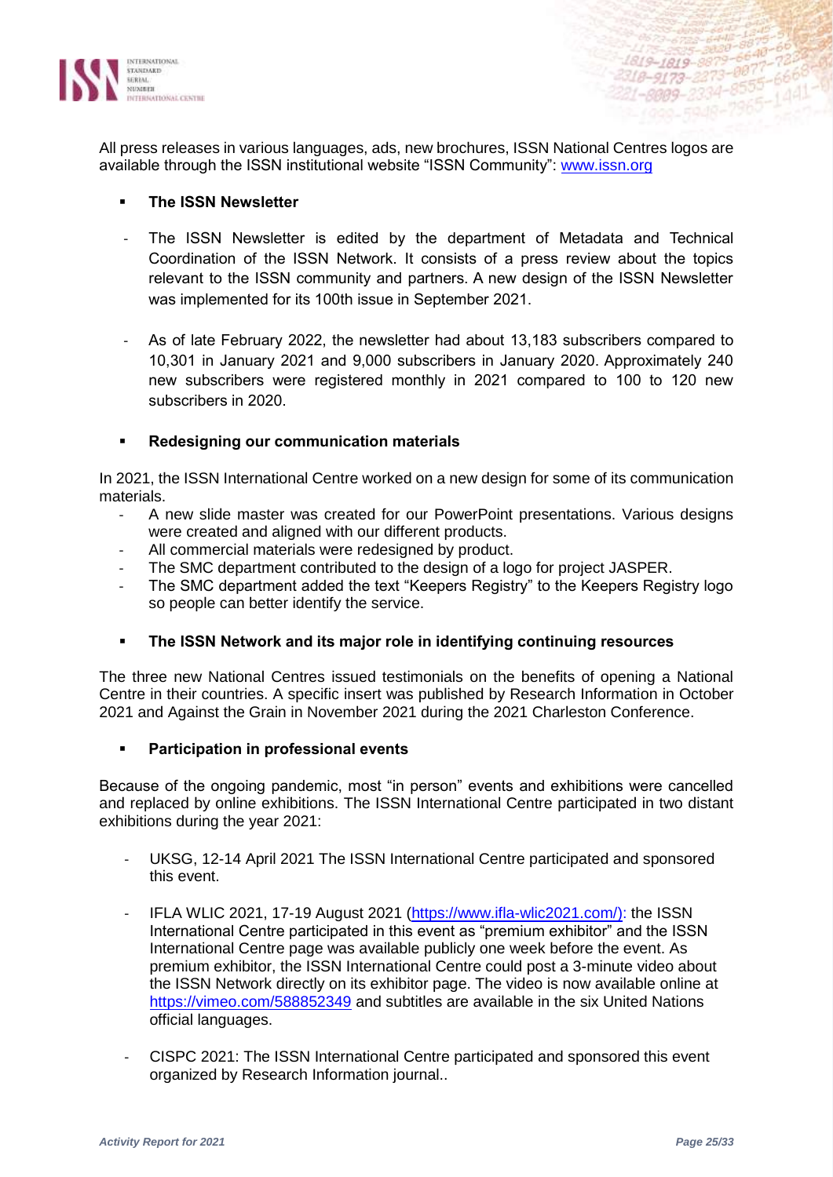All press releases in various languages, ads, new brochures, ISSN National Centres logos are available through the ISSN institutional website "ISSN Community": [www.issn.org](http://www.issn.org)

- **The ISSN Newsletter**

  - The ISSN Newsletter is edited by the department of Metadata and Technical Coordination of the ISSN Network. It consists of a press review about the topics relevant to the ISSN community and partners. A new design of the ISSN Newsletter was implemented for its 100th issue in September 2021.

  - As of late February 2022, the newsletter had about 13,183 subscribers compared to 10,301 in January 2021 and 9,000 subscribers in January 2020. Approximately 240 new subscribers were registered monthly in 2021 compared to 100 to 120 new subscribers in 2020.

- **Redesigning our communication materials**

In 2021, the ISSN International Centre worked on a new design for some of its communication materials.

- A new slide master was created for our PowerPoint presentations. Various designs were created and aligned with our different products.
- All commercial materials were redesigned by product.
- The SMC department contributed to the design of a logo for project JASPER.
- The SMC department added the text "Keepers Registry" to the Keepers Registry logo so people can better identify the service.

- **The ISSN Network and its major role in identifying continuing resources**

The three new National Centres issued testimonials on the benefits of opening a National Centre in their countries. A specific insert was published by Research Information in October 2021 and Against the Grain in November 2021 during the 2021 Charleston Conference.

- **Participation in professional events**

Because of the ongoing pandemic, most "in person" events and exhibitions were cancelled and replaced by online exhibitions. The ISSN International Centre participated in two distant exhibitions during the year 2021:

- UKSG, 12-14 April 2021 The ISSN International Centre participated and sponsored this event.

- IFLA WLIC 2021, 17-19 August 2021 ([https://www.ifla-wlic2021.com/)](https://www.ifla-wlic2021.com/): the ISSN International Centre participated in this event as "premium exhibitor" and the ISSN International Centre page was available publicly one week before the event. As premium exhibitor, the ISSN International Centre could post a 3-minute video about the ISSN Network directly on its exhibitor page. The video is now available online at [https://vimeo.com/588852349](https://vimeo.com/588852349) and subtitles are available in the six United Nations official languages.

- CISPC 2021: The ISSN International Centre participated and sponsored this event organized by Research Information journal..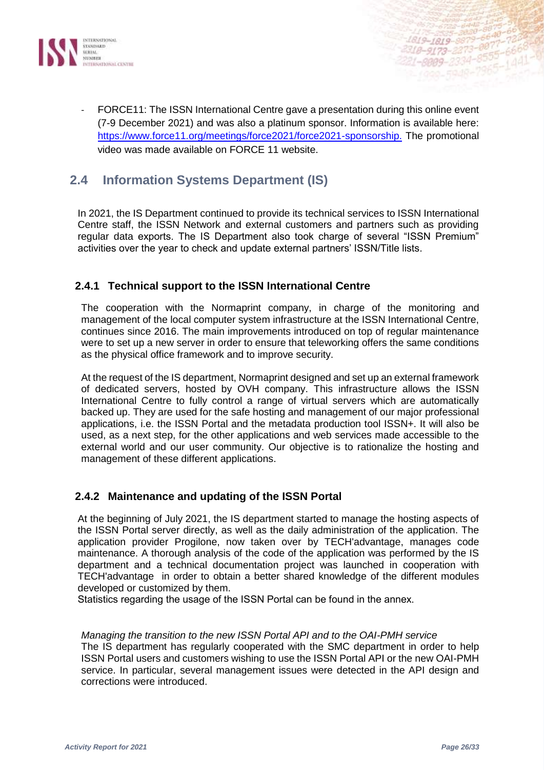- FORCE11: The ISSN International Centre gave a presentation during this online event (7-9 December 2021) and was also a platinum sponsor. Information is available here: [https://www.force11.org/meetings/force2021/force2021-sponsorship.](https://www.force11.org/meetings/force2021/force2021-sponsorship) The promotional video was made available on FORCE 11 website.

## 2.4 Information Systems Department (IS)

In 2021, the IS Department continued to provide its technical services to ISSN International Centre staff, the ISSN Network and external customers and partners such as providing regular data exports. The IS Department also took charge of several "ISSN Premium" activities over the year to check and update external partners' ISSN/Title lists.

### 2.4.1 Technical support to the ISSN International Centre

The cooperation with the Normaprint company, in charge of the monitoring and management of the local computer system infrastructure at the ISSN International Centre, continues since 2016. The main improvements introduced on top of regular maintenance were to set up a new server in order to ensure that teleworking offers the same conditions as the physical office framework and to improve security.

At the request of the IS department, Normaprint designed and set up an external framework of dedicated servers, hosted by OVH company. This infrastructure allows the ISSN International Centre to fully control a range of virtual servers which are automatically backed up. They are used for the safe hosting and management of our major professional applications, i.e. the ISSN Portal and the metadata production tool ISSN+. It will also be used, as a next step, for the other applications and web services made accessible to the external world and our user community. Our objective is to rationalize the hosting and management of these different applications.

### 2.4.2 Maintenance and updating of the ISSN Portal

At the beginning of July 2021, the IS department started to manage the hosting aspects of the ISSN Portal server directly, as well as the daily administration of the application. The application provider Progilone, now taken over by TECH'advantage, manages code maintenance. A thorough analysis of the code of the application was performed by the IS department and a technical documentation project was launched in cooperation with TECH'advantage in order to obtain a better shared knowledge of the different modules developed or customized by them.
Statistics regarding the usage of the ISSN Portal can be found in the annex.

*Managing the transition to the new ISSN Portal API and to the OAI-PMH service*
The IS department has regularly cooperated with the SMC department in order to help ISSN Portal users and customers wishing to use the ISSN Portal API or the new OAI-PMH service. In particular, several management issues were detected in the API design and corrections were introduced.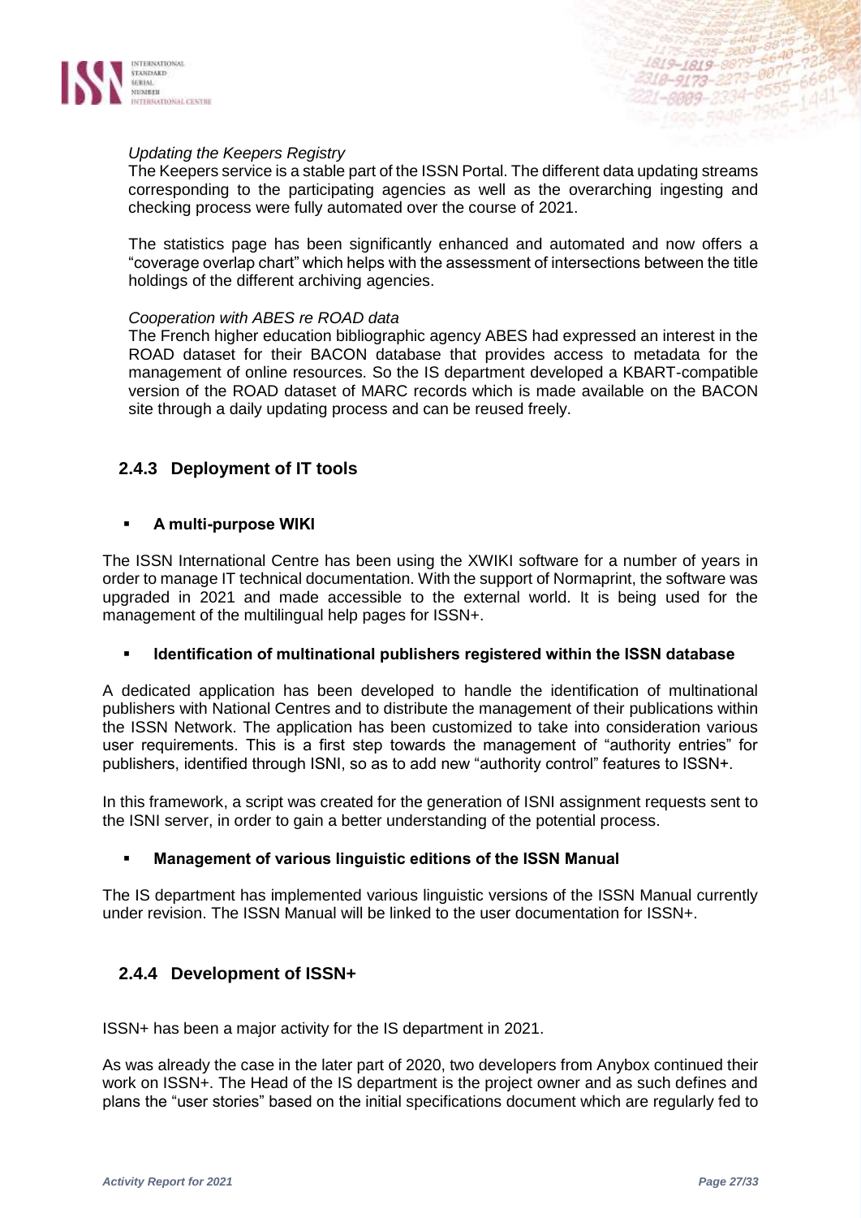*Updating the Keepers Registry*

The Keepers service is a stable part of the ISSN Portal. The different data updating streams corresponding to the participating agencies as well as the overarching ingesting and checking process were fully automated over the course of 2021.

The statistics page has been significantly enhanced and automated and now offers a "coverage overlap chart" which helps with the assessment of intersections between the title holdings of the different archiving agencies.

*Cooperation with ABES re ROAD data*

The French higher education bibliographic agency ABES had expressed an interest in the ROAD dataset for their BACON database that provides access to metadata for the management of online resources. So the IS department developed a KBART-compatible version of the ROAD dataset of MARC records which is made available on the BACON site through a daily updating process and can be reused freely.

### 2.4.3 Deployment of IT tools

- **A multi-purpose WIKI**

The ISSN International Centre has been using the XWIKI software for a number of years in order to manage IT technical documentation. With the support of Normaprint, the software was upgraded in 2021 and made accessible to the external world. It is being used for the management of the multilingual help pages for ISSN+.

- **Identification of multinational publishers registered within the ISSN database**

A dedicated application has been developed to handle the identification of multinational publishers with National Centres and to distribute the management of their publications within the ISSN Network. The application has been customized to take into consideration various user requirements. This is a first step towards the management of "authority entries" for publishers, identified through ISNI, so as to add new "authority control" features to ISSN+.

In this framework, a script was created for the generation of ISNI assignment requests sent to the ISNI server, in order to gain a better understanding of the potential process.

- **Management of various linguistic editions of the ISSN Manual**

The IS department has implemented various linguistic versions of the ISSN Manual currently under revision. The ISSN Manual will be linked to the user documentation for ISSN+.

### 2.4.4 Development of ISSN+

ISSN+ has been a major activity for the IS department in 2021.

As was already the case in the later part of 2020, two developers from Anybox continued their work on ISSN+. The Head of the IS department is the project owner and as such defines and plans the "user stories" based on the initial specifications document which are regularly fed to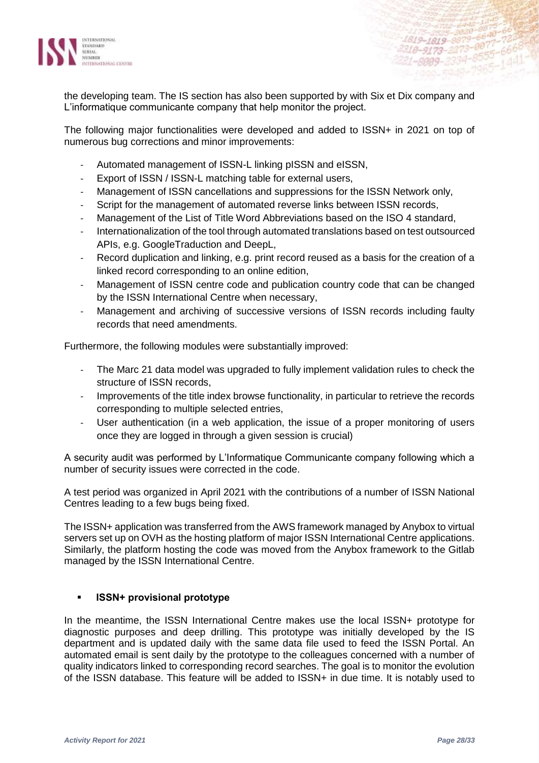the developing team. The IS section has also been supported by with Six et Dix company and L'informatique communicante company that help monitor the project.

The following major functionalities were developed and added to ISSN+ in 2021 on top of numerous bug corrections and minor improvements:

- Automated management of ISSN-L linking pISSN and eISSN,
- Export of ISSN / ISSN-L matching table for external users,
- Management of ISSN cancellations and suppressions for the ISSN Network only,
- Script for the management of automated reverse links between ISSN records,
- Management of the List of Title Word Abbreviations based on the ISO 4 standard,
- Internationalization of the tool through automated translations based on test outsourced APIs, e.g. GoogleTraduction and DeepL,
- Record duplication and linking, e.g. print record reused as a basis for the creation of a linked record corresponding to an online edition,
- Management of ISSN centre code and publication country code that can be changed by the ISSN International Centre when necessary,
- Management and archiving of successive versions of ISSN records including faulty records that need amendments.

Furthermore, the following modules were substantially improved:

- The Marc 21 data model was upgraded to fully implement validation rules to check the structure of ISSN records,
- Improvements of the title index browse functionality, in particular to retrieve the records corresponding to multiple selected entries,
- User authentication (in a web application, the issue of a proper monitoring of users once they are logged in through a given session is crucial)

A security audit was performed by L'Informatique Communicante company following which a number of security issues were corrected in the code.

A test period was organized in April 2021 with the contributions of a number of ISSN National Centres leading to a few bugs being fixed.

The ISSN+ application was transferred from the AWS framework managed by Anybox to virtual servers set up on OVH as the hosting platform of major ISSN International Centre applications. Similarly, the platform hosting the code was moved from the Anybox framework to the Gitlab managed by the ISSN International Centre.

- **ISSN+ provisional prototype**

In the meantime, the ISSN International Centre makes use the local ISSN+ prototype for diagnostic purposes and deep drilling. This prototype was initially developed by the IS department and is updated daily with the same data file used to feed the ISSN Portal. An automated email is sent daily by the prototype to the colleagues concerned with a number of quality indicators linked to corresponding record searches. The goal is to monitor the evolution of the ISSN database. This feature will be added to ISSN+ in due time. It is notably used to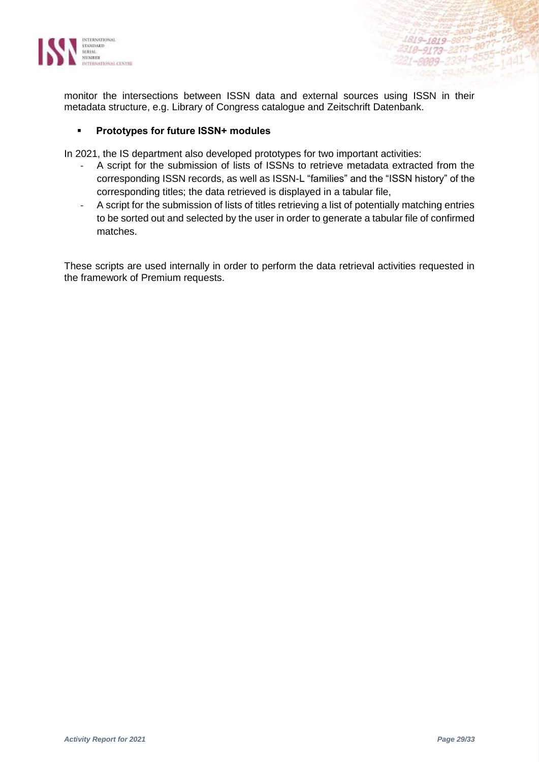monitor the intersections between ISSN data and external sources using ISSN in their metadata structure, e.g. Library of Congress catalogue and Zeitschrift Datenbank.

- **Prototypes for future ISSN+ modules**

In 2021, the IS department also developed prototypes for two important activities:

- A script for the submission of lists of ISSNs to retrieve metadata extracted from the corresponding ISSN records, as well as ISSN-L "families" and the "ISSN history" of the corresponding titles; the data retrieved is displayed in a tabular file,
- A script for the submission of lists of titles retrieving a list of potentially matching entries to be sorted out and selected by the user in order to generate a tabular file of confirmed matches.

These scripts are used internally in order to perform the data retrieval activities requested in the framework of Premium requests.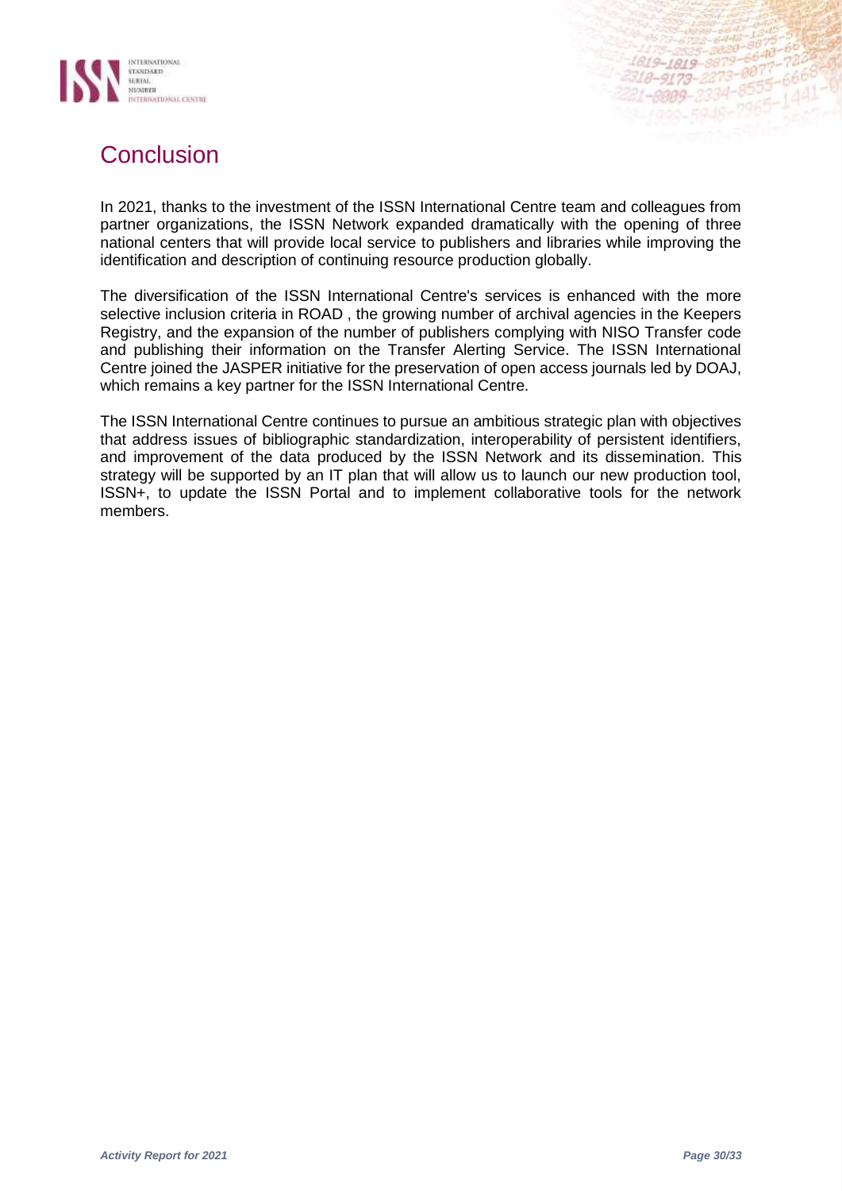## Conclusion

In 2021, thanks to the investment of the ISSN International Centre team and colleagues from partner organizations, the ISSN Network expanded dramatically with the opening of three national centers that will provide local service to publishers and libraries while improving the identification and description of continuing resource production globally.

The diversification of the ISSN International Centre's services is enhanced with the more selective inclusion criteria in ROAD , the growing number of archival agencies in the Keepers Registry, and the expansion of the number of publishers complying with NISO Transfer code and publishing their information on the Transfer Alerting Service. The ISSN International Centre joined the JASPER initiative for the preservation of open access journals led by DOAJ, which remains a key partner for the ISSN International Centre.

The ISSN International Centre continues to pursue an ambitious strategic plan with objectives that address issues of bibliographic standardization, interoperability of persistent identifiers, and improvement of the data produced by the ISSN Network and its dissemination. This strategy will be supported by an IT plan that will allow us to launch our new production tool, ISSN+, to update the ISSN Portal and to implement collaborative tools for the network members.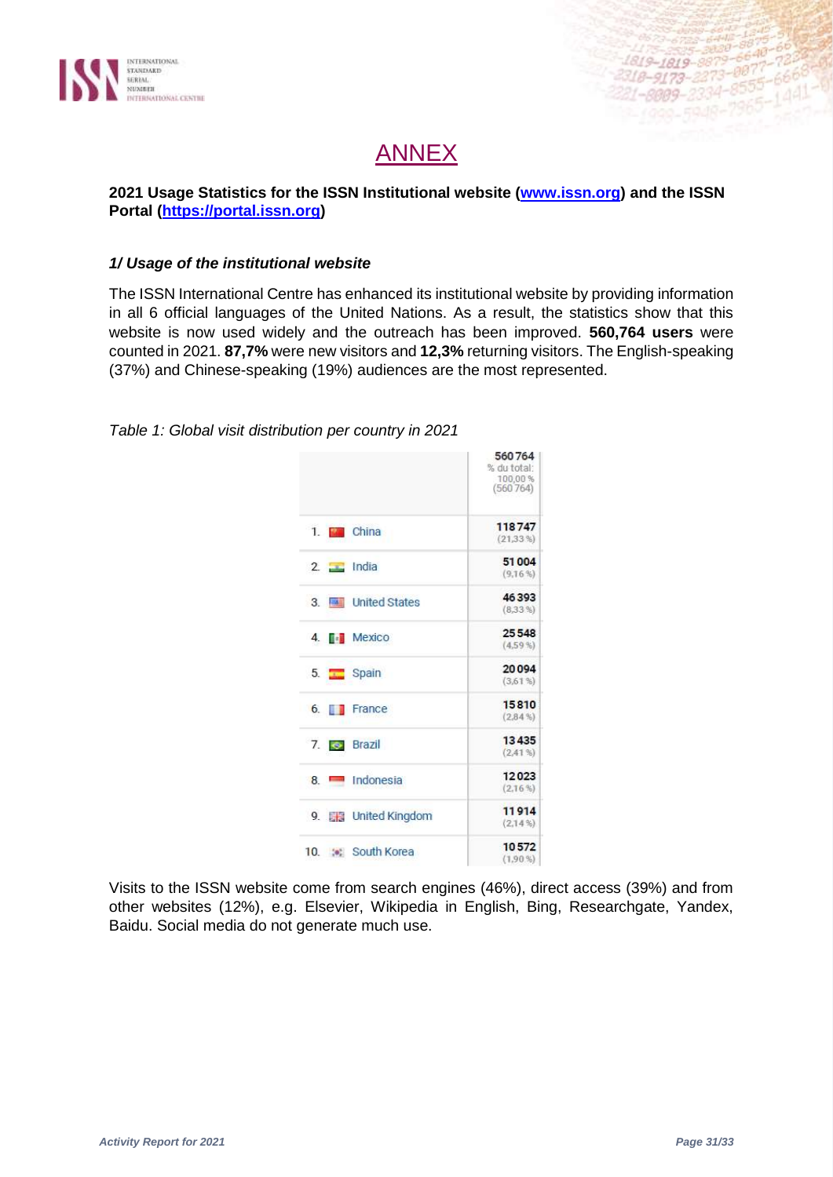# ANNEX

**2021 Usage Statistics for the ISSN Institutional website (www.issn.org) and the ISSN Portal (https://portal.issn.org)**

### *1/ Usage of the institutional website*

The ISSN International Centre has enhanced its institutional website by providing information in all 6 official languages of the United Nations. As a result, the statistics show that this website is now used widely and the outreach has been improved. **560,764 users** were counted in 2021. **87,7%** were new visitors and **12,3%** returning visitors. The English-speaking (37%) and Chinese-speaking (19%) audiences are the most represented.

*Table 1: Global visit distribution per country in 2021*

| | 560 764<br>% du total:<br>100,00 %<br>(560 764) |
|---|---|
| 1. China | 118 747<br>(21,33 %) |
| 2. India | 51 004<br>(9,16 %) |
| 3. United States | 46 393<br>(8,33 %) |
| 4. Mexico | 25 548<br>(4,59 %) |
| 5. Spain | 20 094<br>(3,61 %) |
| 6. France | 15 810<br>(2,84 %) |
| 7. Brazil | 13 435<br>(2,41 %) |
| 8. Indonesia | 12 023<br>(2,16 %) |
| 9. United Kingdom | 11 914<br>(2,14 %) |
| 10. South Korea | 10 572<br>(1,90 %) |

Visits to the ISSN website come from search engines (46%), direct access (39%) and from other websites (12%), e.g. Elsevier, Wikipedia in English, Bing, Researchgate, Yandex, Baidu. Social media do not generate much use.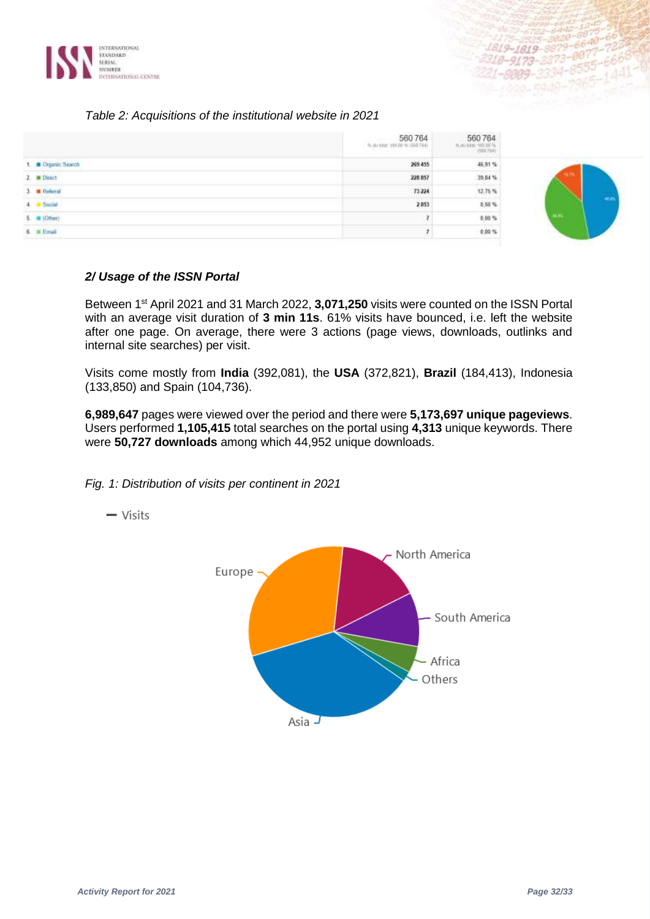*Table 2: Acquisitions of the institutional website in 2021*

| | 560 764 | 560 764 |
|---|---|---|
| 1. Organic Search | 269 455 | 46,91 % |
| 2. Direct | 228 857 | 39,84 % |
| 3. Referral | 73 224 | 12,75 % |
| 4. Social | 2 853 | 0,50 % |
| 5. (Other) | 7 | 0,00 % |
| 6. Email | 7 | 0,00 % |

### *2/ Usage of the ISSN Portal*

Between 1st April 2021 and 31 March 2022, **3,071,250** visits were counted on the ISSN Portal with an average visit duration of **3 min 11s**. 61% visits have bounced, i.e. left the website after one page. On average, there were 3 actions (page views, downloads, outlinks and internal site searches) per visit.

Visits come mostly from **India** (392,081), the **USA** (372,821), **Brazil** (184,413), Indonesia (133,850) and Spain (104,736).

**6,989,647** pages were viewed over the period and there were **5,173,697 unique pageviews**. Users performed **1,105,415** total searches on the portal using **4,313** unique keywords. There were **50,727 downloads** among which 44,952 unique downloads.

*Fig. 1: Distribution of visits per continent in 2021*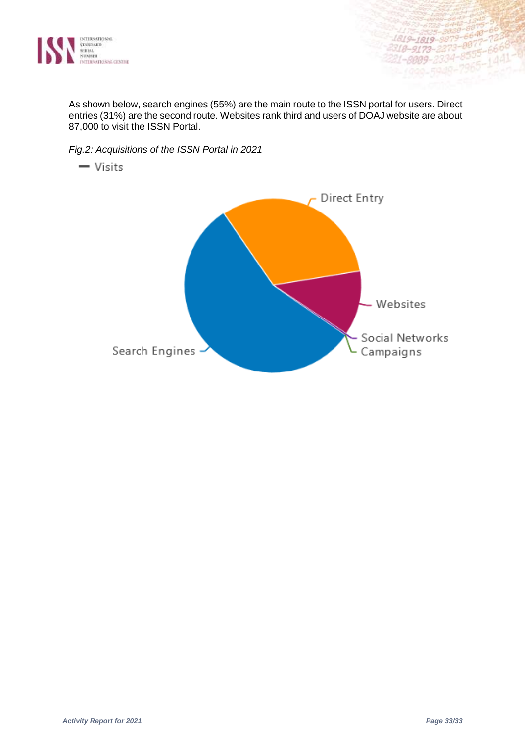As shown below, search engines (55%) are the main route to the ISSN portal for users. Direct entries (31%) are the second route. Websites rank third and users of DOAJ website are about 87,000 to visit the ISSN Portal.

*Fig.2: Acquisitions of the ISSN Portal in 2021*

Visits

Direct Entry

Websites

Social Networks

Campaigns

Search Engines